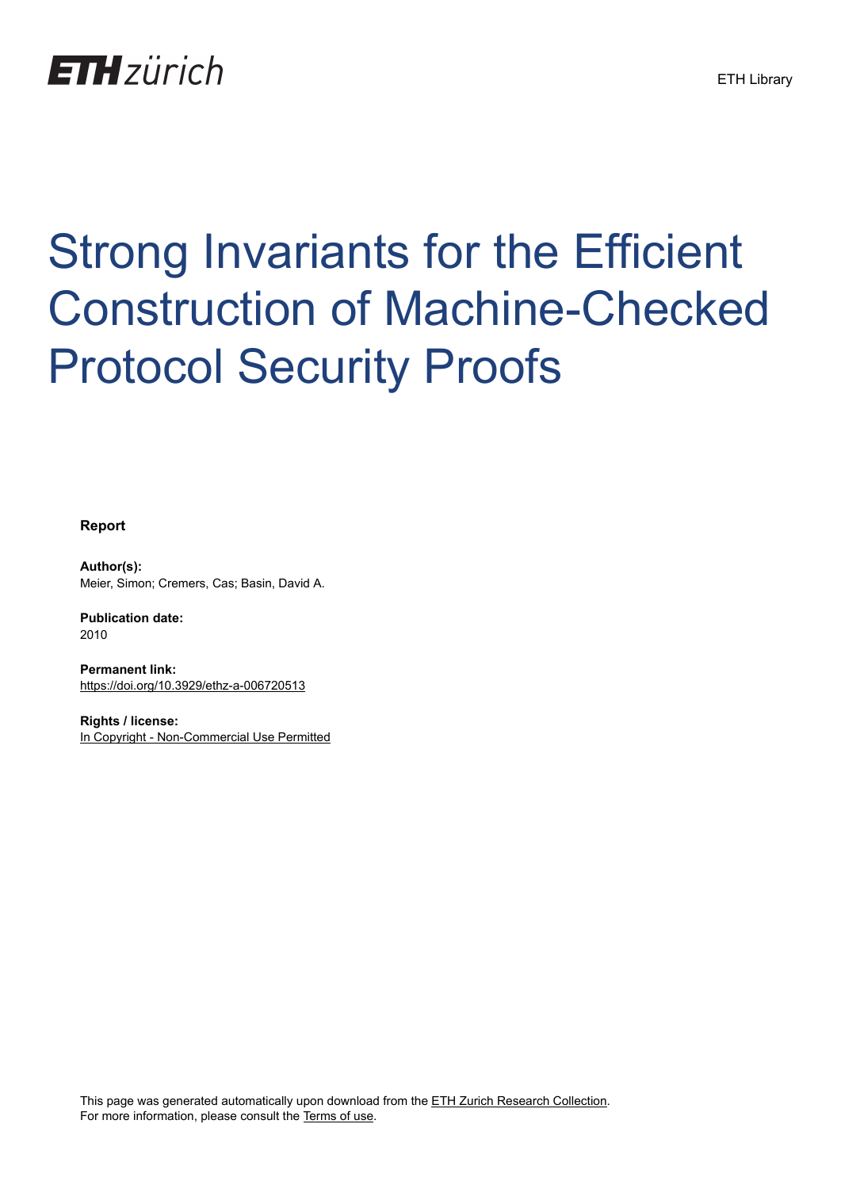ETH zürich

ETH Library

# Strong Invariants for the Efficient Construction of Machine-Checked Protocol Security Proofs

**Report**

**Author(s):**
Meier, Simon; Cremers, Cas; Basin, David A.

**Publication date:**
2010

**Permanent link:**
https://doi.org/10.3929/ethz-a-006720513

**Rights / license:**
In Copyright - Non-Commercial Use Permitted

This page was generated automatically upon download from the ETH Zurich Research Collection.
For more information, please consult the Terms of use.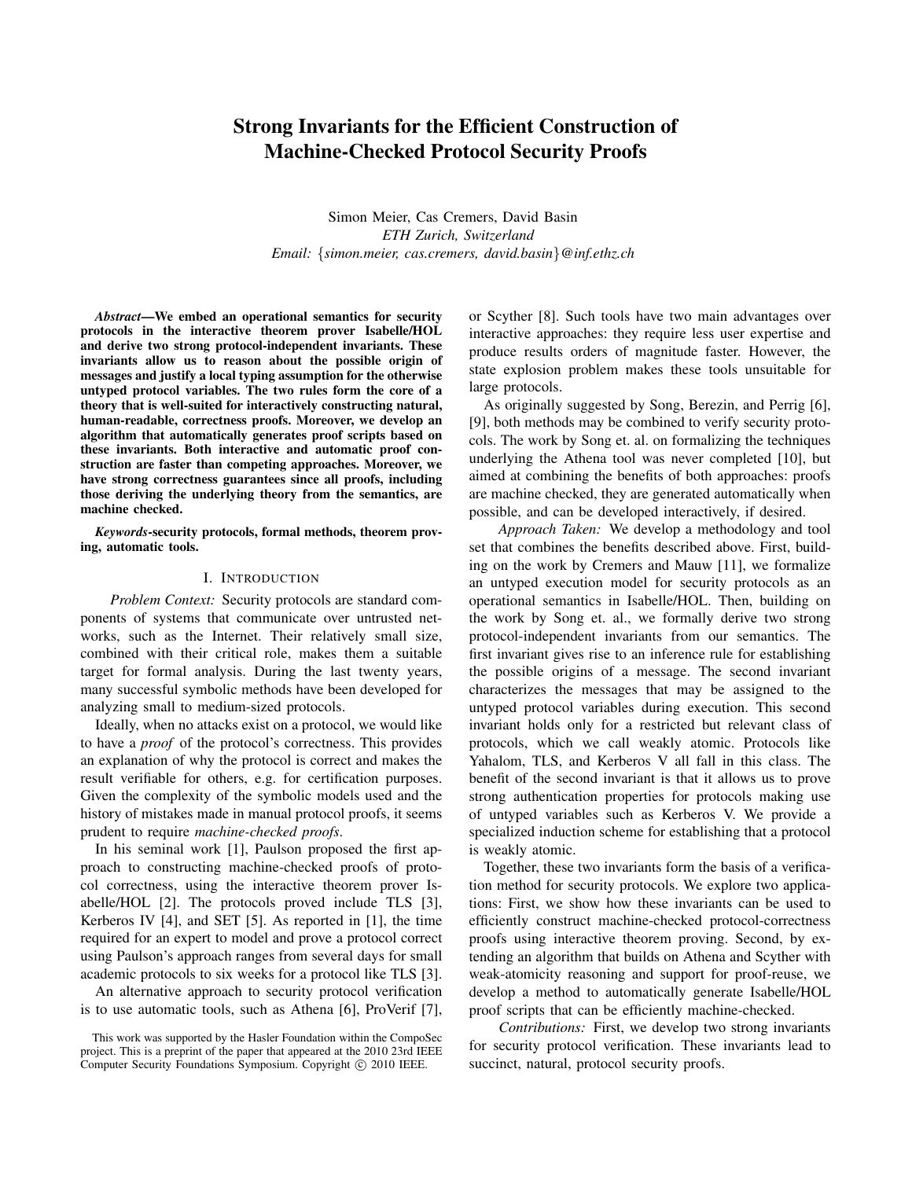# Strong Invariants for the Efficient Construction of Machine-Checked Protocol Security Proofs

Simon Meier, Cas Cremers, David Basin
*ETH Zurich, Switzerland*
*Email: {simon.meier, cas.cremers, david.basin}@inf.ethz.ch*

***Abstract*—We embed an operational semantics for security protocols in the interactive theorem prover Isabelle/HOL and derive two strong protocol-independent invariants. These invariants allow us to reason about the possible origin of messages and justify a local typing assumption for the otherwise untyped protocol variables. The two rules form the core of a theory that is well-suited for interactively constructing natural, human-readable, correctness proofs. Moreover, we develop an algorithm that automatically generates proof scripts based on these invariants. Both interactive and automatic proof construction are faster than competing approaches. Moreover, we have strong correctness guarantees since all proofs, including those deriving the underlying theory from the semantics, are machine checked.**

***Keywords*-security protocols, formal methods, theorem proving, automatic tools.**

## I. Introduction

*Problem Context:* Security protocols are standard components of systems that communicate over untrusted networks, such as the Internet. Their relatively small size, combined with their critical role, makes them a suitable target for formal analysis. During the last twenty years, many successful symbolic methods have been developed for analyzing small to medium-sized protocols.

Ideally, when no attacks exist on a protocol, we would like to have a *proof* of the protocol's correctness. This provides an explanation of why the protocol is correct and makes the result verifiable for others, e.g. for certification purposes. Given the complexity of the symbolic models used and the history of mistakes made in manual protocol proofs, it seems prudent to require *machine-checked proofs*.

In his seminal work [1], Paulson proposed the first approach to constructing machine-checked proofs of protocol correctness, using the interactive theorem prover Isabelle/HOL [2]. The protocols proved include TLS [3], Kerberos IV [4], and SET [5]. As reported in [1], the time required for an expert to model and prove a protocol correct using Paulson's approach ranges from several days for small academic protocols to six weeks for a protocol like TLS [3].

An alternative approach to security protocol verification is to use automatic tools, such as Athena [6], ProVerif [7], or Scyther [8]. Such tools have two main advantages over interactive approaches: they require less user expertise and produce results orders of magnitude faster. However, the state explosion problem makes these tools unsuitable for large protocols.

As originally suggested by Song, Berezin, and Perrig [6], [9], both methods may be combined to verify security protocols. The work by Song et. al. on formalizing the techniques underlying the Athena tool was never completed [10], but aimed at combining the benefits of both approaches: proofs are machine checked, they are generated automatically when possible, and can be developed interactively, if desired.

*Approach Taken:* We develop a methodology and tool set that combines the benefits described above. First, building on the work by Cremers and Mauw [11], we formalize an untyped execution model for security protocols as an operational semantics in Isabelle/HOL. Then, building on the work by Song et. al., we formally derive two strong protocol-independent invariants from our semantics. The first invariant gives rise to an inference rule for establishing the possible origins of a message. The second invariant characterizes the messages that may be assigned to the untyped protocol variables during execution. This second invariant holds only for a restricted but relevant class of protocols, which we call weakly atomic. Protocols like Yahalom, TLS, and Kerberos V all fall in this class. The benefit of the second invariant is that it allows us to prove strong authentication properties for protocols making use of untyped variables such as Kerberos V. We provide a specialized induction scheme for establishing that a protocol is weakly atomic.

Together, these two invariants form the basis of a verification method for security protocols. We explore two applications: First, we show how these invariants can be used to efficiently construct machine-checked protocol-correctness proofs using interactive theorem proving. Second, by extending an algorithm that builds on Athena and Scyther with weak-atomicity reasoning and support for proof-reuse, we develop a method to automatically generate Isabelle/HOL proof scripts that can be efficiently machine-checked.

*Contributions:* First, we develop two strong invariants for security protocol verification. These invariants lead to succinct, natural, protocol security proofs.

This work was supported by the Hasler Foundation within the CompoSec project. This is a preprint of the paper that appeared at the 2010 23rd IEEE Computer Security Foundations Symposium. Copyright © 2010 IEEE.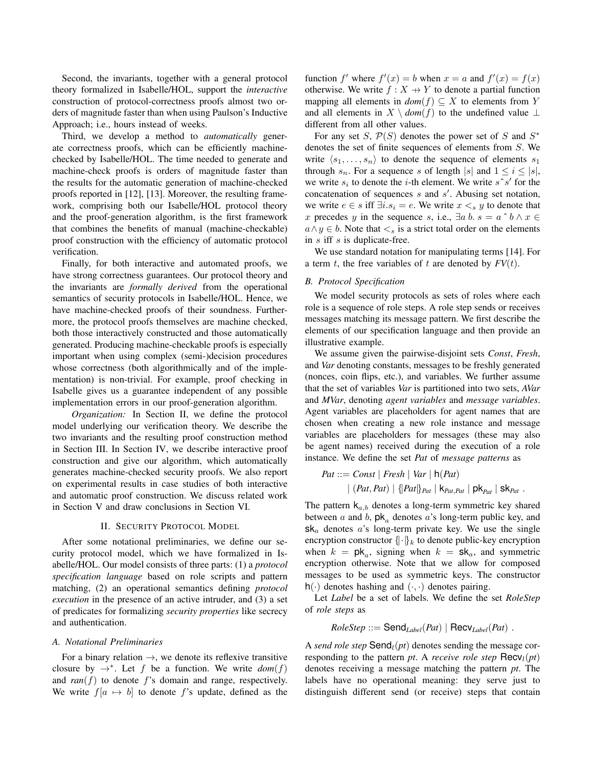Second, the invariants, together with a general protocol theory formalized in Isabelle/HOL, support the *interactive* construction of protocol-correctness proofs almost two orders of magnitude faster than when using Paulson's Inductive Approach; i.e., hours instead of weeks.

Third, we develop a method to *automatically* generate correctness proofs, which can be efficiently machine-checked by Isabelle/HOL. The time needed to generate and machine-check proofs is orders of magnitude faster than the results for the automatic generation of machine-checked proofs reported in [12], [13]. Moreover, the resulting framework, comprising both our Isabelle/HOL protocol theory and the proof-generation algorithm, is the first framework that combines the benefits of manual (machine-checkable) proof construction with the efficiency of automatic protocol verification.

Finally, for both interactive and automated proofs, we have strong correctness guarantees. Our protocol theory and the invariants are *formally derived* from the operational semantics of security protocols in Isabelle/HOL. Hence, we have machine-checked proofs of their soundness. Furthermore, the protocol proofs themselves are machine checked, both those interactively constructed and those automatically generated. Producing machine-checkable proofs is especially important when using complex (semi-)decision procedures whose correctness (both algorithmically and of the implementation) is non-trivial. For example, proof checking in Isabelle gives us a guarantee independent of any possible implementation errors in our proof-generation algorithm.

*Organization:* In Section II, we define the protocol model underlying our verification theory. We describe the two invariants and the resulting proof construction method in Section III. In Section IV, we describe interactive proof construction and give our algorithm, which automatically generates machine-checked security proofs. We also report on experimental results in case studies of both interactive and automatic proof construction. We discuss related work in Section V and draw conclusions in Section VI.

## II. Security Protocol Model

After some notational preliminaries, we define our security protocol model, which we have formalized in Isabelle/HOL. Our model consists of three parts: (1) a *protocol specification language* based on role scripts and pattern matching, (2) an operational semantics defining *protocol execution* in the presence of an active intruder, and (3) a set of predicates for formalizing *security properties* like secrecy and authentication.

### A. Notational Preliminaries

For a binary relation $\rightarrow$, we denote its reflexive transitive closure by $\rightarrow^*$. Let $f$ be a function. We write $dom(f)$ and $ran(f)$ to denote $f$'s domain and range, respectively. We write $f[a \mapsto b]$ to denote $f$'s update, defined as the function $f'$ where $f'(x) = b$ when $x = a$ and $f'(x) = f(x)$ otherwise. We write $f : X \nrightarrow Y$ to denote a partial function mapping all elements in $dom(f) \subseteq X$ to elements from $Y$ and all elements in $X \setminus dom(f)$ to the undefined value $\perp$ different from all other values.

For any set $S$, $\mathcal{P}(S)$ denotes the power set of $S$ and $S^*$ denotes the set of finite sequences of elements from $S$. We write $\langle s_1, \ldots, s_n \rangle$ to denote the sequence of elements $s_1$ through $s_n$. For a sequence $s$ of length $|s|$ and $1 \leq i \leq |s|$, we write $s_i$ to denote the $i$-th element. We write $s \hat{\ } s'$ for the concatenation of sequences $s$ and $s'$. Abusing set notation, we write $e \in s$ iff $\exists i. s_i = e$. We write $x <_s y$ to denote that $x$ precedes $y$ in the sequence $s$, i.e., $\exists a\, b.\ s = a \hat{\ } b \wedge x \in a \wedge y \in b$. Note that $<_s$ is a strict total order on the elements in $s$ iff $s$ is duplicate-free.

We use standard notation for manipulating terms [14]. For a term $t$, the free variables of $t$ are denoted by $FV(t)$.

### B. Protocol Specification

We model security protocols as sets of roles where each role is a sequence of role steps. A role step sends or receives messages matching its message pattern. We first describe the elements of our specification language and then provide an illustrative example.

We assume given the pairwise-disjoint sets *Const*, *Fresh*, and *Var* denoting constants, messages to be freshly generated (nonces, coin flips, etc.), and variables. We further assume that the set of variables *Var* is partitioned into two sets, *AVar* and *MVar*, denoting *agent variables* and *message variables*. Agent variables are placeholders for agent names that are chosen when creating a new role instance and message variables are placeholders for messages (these may also be agent names) received during the execution of a role instance. We define the set *Pat* of *message patterns* as

$$
\begin{aligned}
\mathit{Pat} ::= &\ \mathit{Const} \mid \mathit{Fresh} \mid \mathit{Var} \mid \mathsf{h}(\mathit{Pat}) \\
&\mid (\mathit{Pat}, \mathit{Pat}) \mid \{\!|\mathit{Pat}|\!\}_{\mathit{Pat}} \mid \mathsf{k}_{\mathit{Pat},\mathit{Pat}} \mid \mathsf{pk}_{\mathit{Pat}} \mid \mathsf{sk}_{\mathit{Pat}} \ .
\end{aligned}
$$

The pattern $\mathsf{k}_{a,b}$ denotes a long-term symmetric key shared between $a$ and $b$, $\mathsf{pk}_a$ denotes $a$'s long-term public key, and $\mathsf{sk}_a$ denotes $a$'s long-term private key. We use the single encryption constructor $\{\!|\cdot|\!\}_k$ to denote public-key encryption when $k = \mathsf{pk}_a$, signing when $k = \mathsf{sk}_a$, and symmetric encryption otherwise. Note that we allow for composed messages to be used as symmetric keys. The constructor $\mathsf{h}(\cdot)$ denotes hashing and $(\cdot, \cdot)$ denotes pairing.

Let *Label* be a set of labels. We define the set *RoleStep* of *role steps* as

$$
\mathit{RoleStep} ::= \mathsf{Send}_{\mathit{Label}}(\mathit{Pat}) \mid \mathsf{Recv}_{\mathit{Label}}(\mathit{Pat}) \ .
$$

A *send role step* $\mathsf{Send}_l(pt)$ denotes sending the message corresponding to the pattern $pt$. A *receive role step* $\mathsf{Recv}_l(pt)$ denotes receiving a message matching the pattern $pt$. The labels have no operational meaning: they serve just to distinguish different send (or receive) steps that contain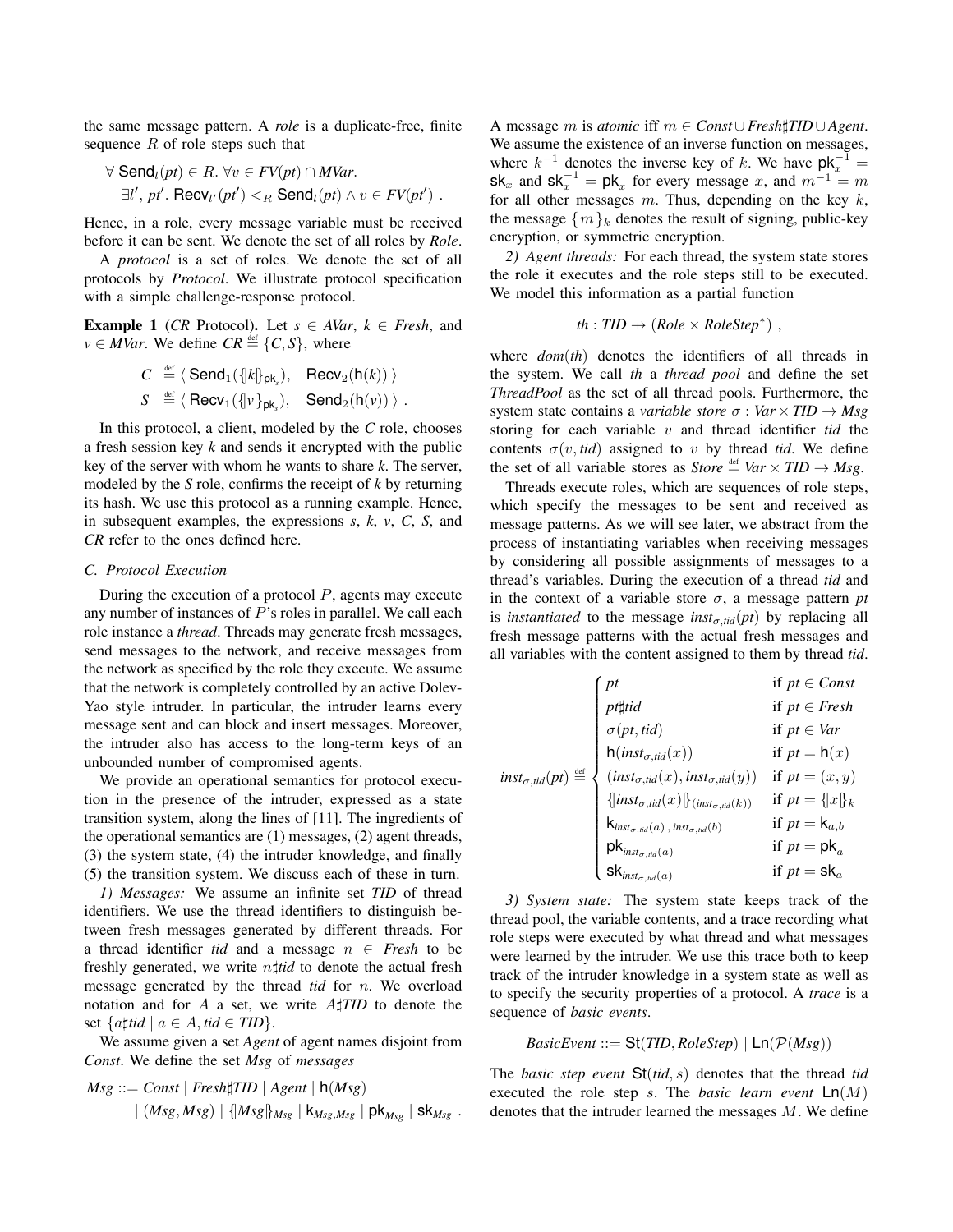the same message pattern. A *role* is a duplicate-free, finite sequence $R$ of role steps such that

$$\forall\, \mathsf{Send}_l(pt) \in R.\ \forall v \in FV(pt) \cap MVar.$$
$$\exists l', pt'.\ \mathsf{Recv}_{l'}(pt') <_R \mathsf{Send}_l(pt) \wedge v \in FV(pt')\ .$$

Hence, in a role, every message variable must be received before it can be sent. We denote the set of all roles by *Role*.

A *protocol* is a set of roles. We denote the set of all protocols by *Protocol*. We illustrate protocol specification with a simple challenge-response protocol.

**Example 1** (*CR* Protocol)**.** Let $s \in AVar$, $k \in Fresh$, and $v \in MVar$. We define $CR \stackrel{\text{def}}{=} \{C, S\}$, where

$$C \stackrel{\text{def}}{=} \langle\ \mathsf{Send}_1(\{\!|k|\!\}_{\mathsf{pk}_s}),\quad \mathsf{Recv}_2(\mathsf{h}(k))\ \rangle$$
$$S \stackrel{\text{def}}{=} \langle\ \mathsf{Recv}_1(\{\!|v|\!\}_{\mathsf{pk}_s}),\quad \mathsf{Send}_2(\mathsf{h}(v))\ \rangle\ .$$

In this protocol, a client, modeled by the *C* role, chooses a fresh session key *k* and sends it encrypted with the public key of the server with whom he wants to share *k*. The server, modeled by the *S* role, confirms the receipt of *k* by returning its hash. We use this protocol as a running example. Hence, in subsequent examples, the expressions *s*, *k*, *v*, *C*, *S*, and *CR* refer to the ones defined here.

### C. Protocol Execution

During the execution of a protocol $P$, agents may execute any number of instances of $P$'s roles in parallel. We call each role instance a *thread*. Threads may generate fresh messages, send messages to the network, and receive messages from the network as specified by the role they execute. We assume that the network is completely controlled by an active Dolev-Yao style intruder. In particular, the intruder learns every message sent and can block and insert messages. Moreover, the intruder also has access to the long-term keys of an unbounded number of compromised agents.

We provide an operational semantics for protocol execution in the presence of the intruder, expressed as a state transition system, along the lines of [11]. The ingredients of the operational semantics are (1) messages, (2) agent threads, (3) the system state, (4) the intruder knowledge, and finally (5) the transition system. We discuss each of these in turn.

*1) Messages:* We assume an infinite set *TID* of thread identifiers. We use the thread identifiers to distinguish between fresh messages generated by different threads. For a thread identifier *tid* and a message $n \in$ *Fresh* to be freshly generated, we write $n\sharp tid$ to denote the actual fresh message generated by the thread *tid* for $n$. We overload notation and for $A$ a set, we write $A\sharp TID$ to denote the set $\{a\sharp tid \mid a \in A, tid \in TID\}$.

We assume given a set *Agent* of agent names disjoint from *Const*. We define the set *Msg* of *messages*

$$Msg ::= Const \mid Fresh\sharp TID \mid Agent \mid \mathsf{h}(Msg)$$
$$\mid (Msg, Msg) \mid \{\!|Msg|\!\}_{Msg} \mid \mathsf{k}_{Msg,Msg} \mid \mathsf{pk}_{Msg} \mid \mathsf{sk}_{Msg}\ .$$

A message $m$ is *atomic* iff $m \in Const \cup Fresh\sharp TID \cup Agent$. We assume the existence of an inverse function on messages, where $k^{-1}$ denotes the inverse key of $k$. We have $\mathsf{pk}_x^{-1} = \mathsf{sk}_x$ and $\mathsf{sk}_x^{-1} = \mathsf{pk}_x$ for every message $x$, and $m^{-1} = m$ for all other messages $m$. Thus, depending on the key $k$, the message $\{\!|m|\!\}_k$ denotes the result of signing, public-key encryption, or symmetric encryption.

*2) Agent threads:* For each thread, the system state stores the role it executes and the role steps still to be executed. We model this information as a partial function

$$th : TID \rightharpoonup (Role \times RoleStep^*)\ ,$$

where $dom(th)$ denotes the identifiers of all threads in the system. We call *th* a *thread pool* and define the set *ThreadPool* as the set of all thread pools. Furthermore, the system state contains a *variable store* $\sigma : Var \times TID \to Msg$ storing for each variable $v$ and thread identifier *tid* the contents $\sigma(v, tid)$ assigned to $v$ by thread *tid*. We define the set of all variable stores as $Store \stackrel{\text{def}}{=} Var \times TID \to Msg$.

Threads execute roles, which are sequences of role steps, which specify the messages to be sent and received as message patterns. As we will see later, we abstract from the process of instantiating variables when receiving messages by considering all possible assignments of messages to a thread's variables. During the execution of a thread *tid* and in the context of a variable store $\sigma$, a message pattern *pt* is *instantiated* to the message $inst_{\sigma,tid}(pt)$ by replacing all fresh message patterns with the actual fresh messages and all variables with the content assigned to them by thread *tid*.

$$inst_{\sigma,tid}(pt) \stackrel{\text{def}}{=} \begin{cases} pt & \text{if } pt \in Const \\ pt\sharp tid & \text{if } pt \in Fresh \\ \sigma(pt, tid) & \text{if } pt \in Var \\ \mathsf{h}(inst_{\sigma,tid}(x)) & \text{if } pt = \mathsf{h}(x) \\ (inst_{\sigma,tid}(x), inst_{\sigma,tid}(y)) & \text{if } pt = (x, y) \\ \{\!|inst_{\sigma,tid}(x)|\!\}_{(inst_{\sigma,tid}(k))} & \text{if } pt = \{\!|x|\!\}_k \\ \mathsf{k}_{inst_{\sigma,tid}(a)\ ,\ inst_{\sigma,tid}(b)} & \text{if } pt = \mathsf{k}_{a,b} \\ \mathsf{pk}_{inst_{\sigma,tid}(a)} & \text{if } pt = \mathsf{pk}_a \\ \mathsf{sk}_{inst_{\sigma,tid}(a)} & \text{if } pt = \mathsf{sk}_a \end{cases}$$

*3) System state:* The system state keeps track of the thread pool, the variable contents, and a trace recording what role steps were executed by what thread and what messages were learned by the intruder. We use this trace both to keep track of the intruder knowledge in a system state as well as to specify the security properties of a protocol. A *trace* is a sequence of *basic events*.

$$BasicEvent ::= \mathsf{St}(TID, RoleStep) \mid \mathsf{Ln}(\mathcal{P}(Msg))$$

The *basic step event* $\mathsf{St}(tid, s)$ denotes that the thread *tid* executed the role step $s$. The *basic learn event* $\mathsf{Ln}(M)$ denotes that the intruder learned the messages $M$. We define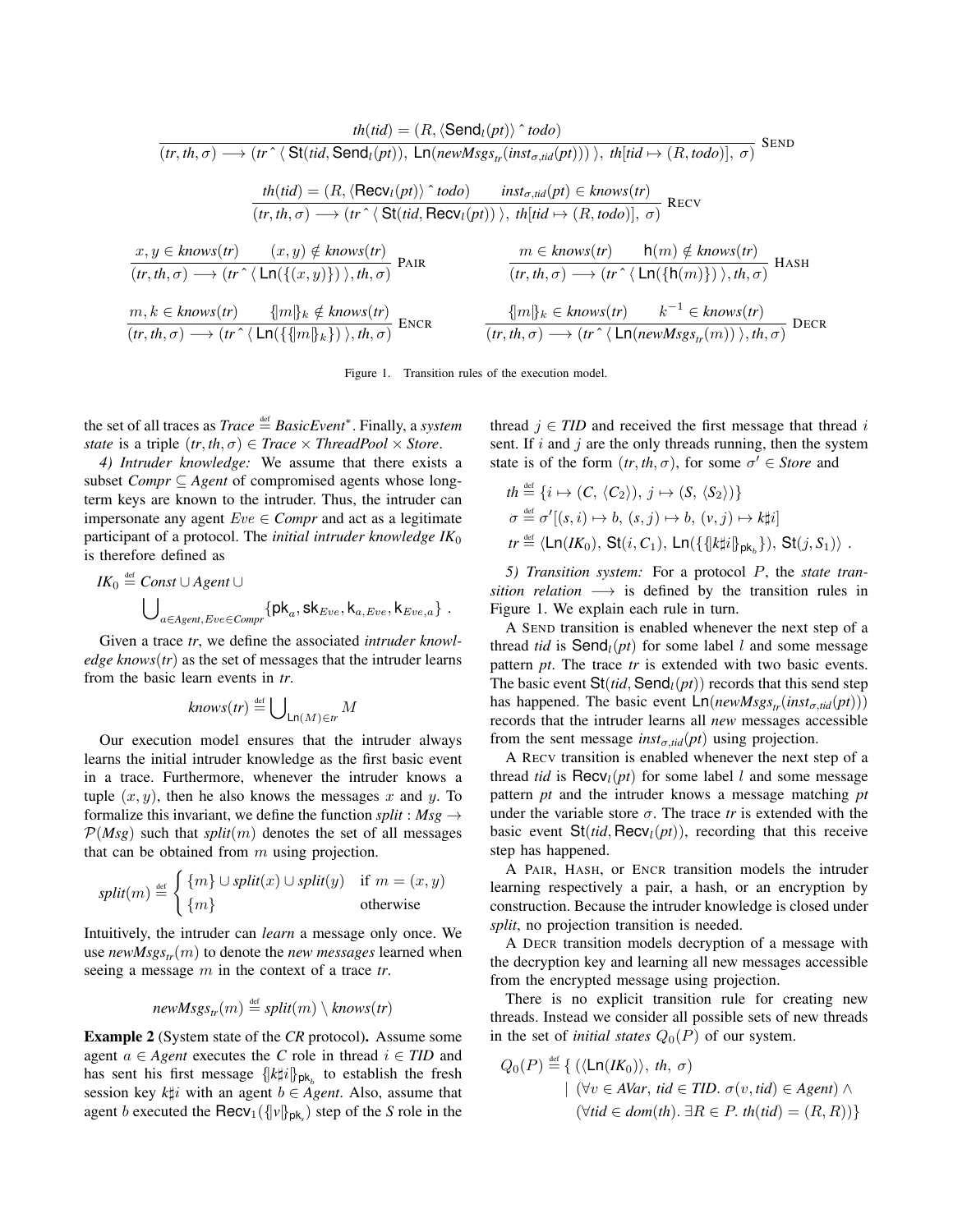$$\frac{th(tid) = (R, \langle \mathsf{Send}_l(pt)\rangle \,\hat{}\, todo)}{(tr, th, \sigma) \longrightarrow (tr \,\hat{}\, \langle\, \mathsf{St}(tid, \mathsf{Send}_l(pt)),\ \mathsf{Ln}(newMsgs_{tr}(inst_{\sigma,tid}(pt)))\,\rangle,\ th[tid \mapsto (R, todo)],\ \sigma)} \ \textsc{Send}$$

$$\frac{th(tid) = (R, \langle \mathsf{Recv}_l(pt)\rangle \,\hat{}\, todo) \qquad inst_{\sigma,tid}(pt) \in knows(tr)}{(tr, th, \sigma) \longrightarrow (tr \,\hat{}\, \langle\, \mathsf{St}(tid, \mathsf{Recv}_l(pt))\,\rangle,\ th[tid \mapsto (R, todo)],\ \sigma)} \ \textsc{Recv}$$

$$\frac{x, y \in knows(tr) \qquad (x, y) \notin knows(tr)}{(tr, th, \sigma) \longrightarrow (tr \,\hat{}\, \langle\, \mathsf{Ln}(\{(x, y)\})\,\rangle, th, \sigma)} \ \textsc{Pair} \qquad \frac{m \in knows(tr) \qquad \mathsf{h}(m) \notin knows(tr)}{(tr, th, \sigma) \longrightarrow (tr \,\hat{}\, \langle\, \mathsf{Ln}(\{\mathsf{h}(m)\})\,\rangle, th, \sigma)} \ \textsc{Hash}$$

$$\frac{m, k \in knows(tr) \qquad \{|m|\}_k \notin knows(tr)}{(tr, th, \sigma) \longrightarrow (tr \,\hat{}\, \langle\, \mathsf{Ln}(\{\{|m|\}_k\})\,\rangle, th, \sigma)} \ \textsc{Encr} \qquad \frac{\{|m|\}_k \in knows(tr) \qquad k^{-1} \in knows(tr)}{(tr, th, \sigma) \longrightarrow (tr \,\hat{}\, \langle\, \mathsf{Ln}(newMsgs_{tr}(m))\,\rangle, th, \sigma)} \ \textsc{Decr}$$

Figure 1. Transition rules of the execution model.

the set of all traces as $Trace \stackrel{\text{def}}{=} BasicEvent^*$. Finally, a *system state* is a triple $(tr, th, \sigma) \in Trace \times ThreadPool \times Store$.

*4) Intruder knowledge:* We assume that there exists a subset $Compr \subseteq Agent$ of compromised agents whose long-term keys are known to the intruder. Thus, the intruder can impersonate any agent $Eve \in Compr$ and act as a legitimate participant of a protocol. The *initial intruder knowledge* $IK_0$ is therefore defined as

$$IK_0 \stackrel{\text{def}}{=} Const \cup Agent \cup \bigcup_{a \in Agent, Eve \in Compr} \{\mathsf{pk}_a, \mathsf{sk}_{Eve}, \mathsf{k}_{a,Eve}, \mathsf{k}_{Eve,a}\} \,.$$

Given a trace *tr*, we define the associated *intruder knowledge* $knows(tr)$ as the set of messages that the intruder learns from the basic learn events in *tr*.

$$knows(tr) \stackrel{\text{def}}{=} \bigcup_{\mathsf{Ln}(M) \in tr} M$$

Our execution model ensures that the intruder always learns the initial intruder knowledge as the first basic event in a trace. Furthermore, whenever the intruder knows a tuple $(x, y)$, then he also knows the messages $x$ and $y$. To formalize this invariant, we define the function $split : Msg \to \mathcal{P}(Msg)$ such that $split(m)$ denotes the set of all messages that can be obtained from $m$ using projection.

$$split(m) \stackrel{\text{def}}{=} \begin{cases} \{m\} \cup split(x) \cup split(y) & \text{if } m = (x, y) \\ \{m\} & \text{otherwise} \end{cases}$$

Intuitively, the intruder can *learn* a message only once. We use $newMsgs_{tr}(m)$ to denote the *new messages* learned when seeing a message $m$ in the context of a trace *tr*.

$$newMsgs_{tr}(m) \stackrel{\text{def}}{=} split(m) \setminus knows(tr)$$

**Example 2** (System state of the *CR* protocol)**.** Assume some agent $a \in Agent$ executes the $C$ role in thread $i \in TID$ and has sent his first message $\{|k\sharp i|\}_{\mathsf{pk}_b}$ to establish the fresh session key $k\sharp i$ with an agent $b \in Agent$. Also, assume that agent $b$ executed the $\mathsf{Recv}_1(\{|v|\}_{\mathsf{pk}_s})$ step of the *S* role in the thread $j \in TID$ and received the first message that thread $i$ sent. If $i$ and $j$ are the only threads running, then the system state is of the form $(tr, th, \sigma)$, for some $\sigma' \in Store$ and

$$th \stackrel{\text{def}}{=} \{i \mapsto (C, \langle C_2\rangle),\ j \mapsto (S, \langle S_2\rangle)\}$$
$$\sigma \stackrel{\text{def}}{=} \sigma'[(s, i) \mapsto b,\ (s, j) \mapsto b,\ (v, j) \mapsto k\sharp i]$$
$$tr \stackrel{\text{def}}{=} \langle \mathsf{Ln}(IK_0),\ \mathsf{St}(i, C_1),\ \mathsf{Ln}(\{\{|k\sharp i|\}_{\mathsf{pk}_b}\}),\ \mathsf{St}(j, S_1)\rangle \,.$$

*5) Transition system:* For a protocol $P$, the *state transition relation* $\longrightarrow$ is defined by the transition rules in Figure 1. We explain each rule in turn.

A Send transition is enabled whenever the next step of a thread *tid* is $\mathsf{Send}_l(pt)$ for some label $l$ and some message pattern *pt*. The trace *tr* is extended with two basic events. The basic event $\mathsf{St}(tid, \mathsf{Send}_l(pt))$ records that this send step has happened. The basic event $\mathsf{Ln}(newMsgs_{tr}(inst_{\sigma,tid}(pt)))$ records that the intruder learns all *new* messages accessible from the sent message $inst_{\sigma,tid}(pt)$ using projection.

A Recv transition is enabled whenever the next step of a thread *tid* is $\mathsf{Recv}_l(pt)$ for some label $l$ and some message pattern *pt* and the intruder knows a message matching *pt* under the variable store $\sigma$. The trace *tr* is extended with the basic event $\mathsf{St}(tid, \mathsf{Recv}_l(pt))$, recording that this receive step has happened.

A Pair, Hash, or Encr transition models the intruder learning respectively a pair, a hash, or an encryption by construction. Because the intruder knowledge is closed under *split*, no projection transition is needed.

A Decr transition models decryption of a message with the decryption key and learning all new messages accessible from the encrypted message using projection.

There is no explicit transition rule for creating new threads. Instead we consider all possible sets of new threads in the set of *initial states* $Q_0(P)$ of our system.

$$\begin{aligned} Q_0(P) \stackrel{\text{def}}{=} \{\ & (\langle \mathsf{Ln}(IK_0)\rangle,\ th,\ \sigma) \\ & \mid\ (\forall v \in AVar,\ tid \in TID.\ \sigma(v, tid) \in Agent) \wedge \\ & \quad\ (\forall tid \in dom(th).\ \exists R \in P.\ th(tid) = (R, R))\} \end{aligned}$$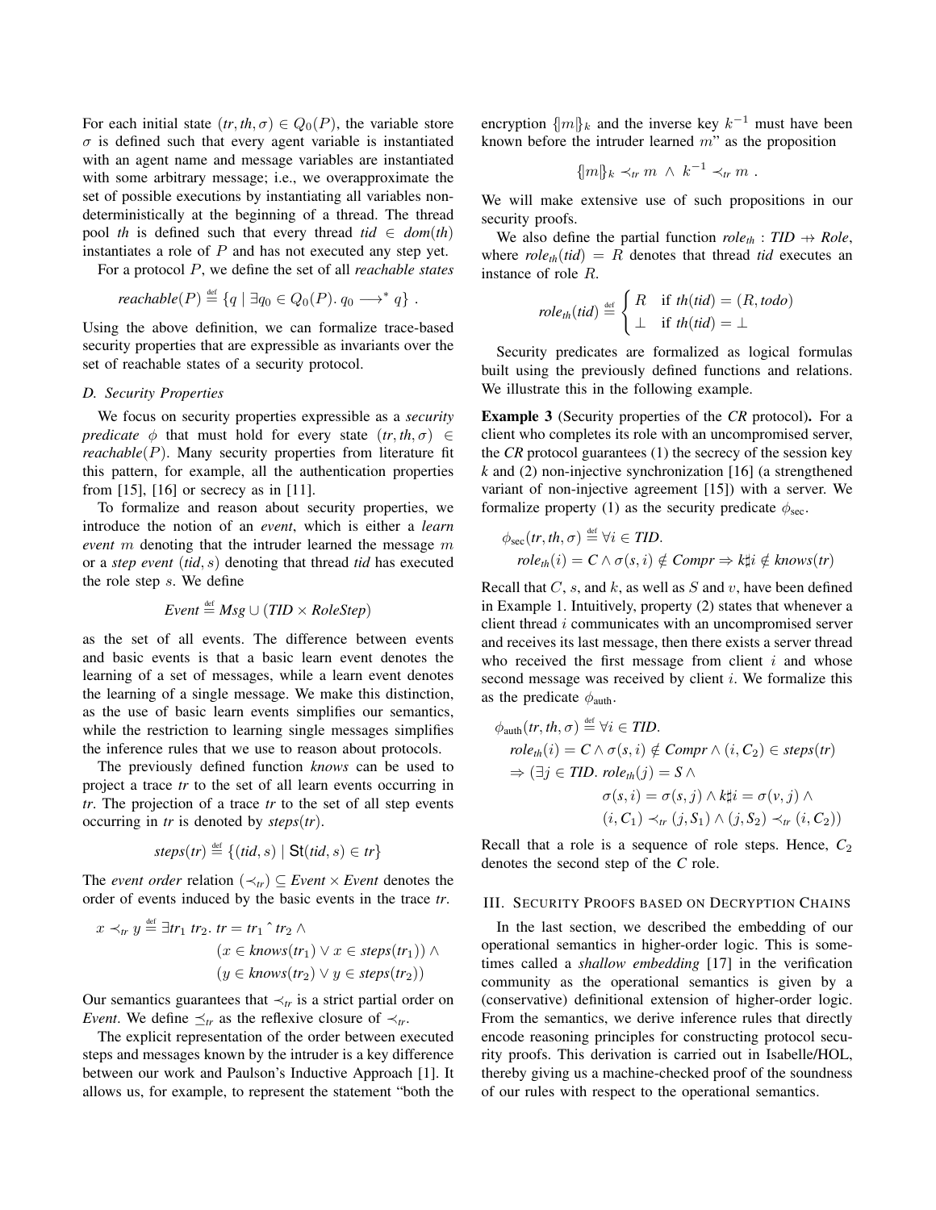For each initial state $(tr, th, \sigma) \in Q_0(P)$, the variable store $\sigma$ is defined such that every agent variable is instantiated with an agent name and message variables are instantiated with some arbitrary message; i.e., we overapproximate the set of possible executions by instantiating all variables non-deterministically at the beginning of a thread. The thread pool *th* is defined such that every thread $tid \in dom(th)$ instantiates a role of $P$ and has not executed any step yet.

For a protocol $P$, we define the set of all *reachable states*

$$reachable(P) \stackrel{\text{def}}{=} \{q \mid \exists q_0 \in Q_0(P).\ q_0 \longrightarrow^* q\}\ .$$

Using the above definition, we can formalize trace-based security properties that are expressible as invariants over the set of reachable states of a security protocol.

### D. Security Properties

We focus on security properties expressible as a *security predicate* $\phi$ that must hold for every state $(tr, th, \sigma) \in reachable(P)$. Many security properties from literature fit this pattern, for example, all the authentication properties from [15], [16] or secrecy as in [11].

To formalize and reason about security properties, we introduce the notion of an *event*, which is either a *learn event* $m$ denoting that the intruder learned the message $m$ or a *step event* $(tid, s)$ denoting that thread *tid* has executed the role step $s$. We define

$$Event \stackrel{\text{def}}{=} Msg \cup (TID \times RoleStep)$$

as the set of all events. The difference between events and basic events is that a basic learn event denotes the learning of a set of messages, while a learn event denotes the learning of a single message. We make this distinction, as the use of basic learn events simplifies our semantics, while the restriction to learning single messages simplifies the inference rules that we use to reason about protocols.

The previously defined function *knows* can be used to project a trace *tr* to the set of all learn events occurring in *tr*. The projection of a trace *tr* to the set of all step events occurring in *tr* is denoted by *steps*(*tr*).

$$steps(tr) \stackrel{\text{def}}{=} \{(tid, s) \mid \mathsf{St}(tid, s) \in tr\}$$

The *event order* relation $(\prec_{tr}) \subseteq Event \times Event$ denotes the order of events induced by the basic events in the trace *tr*.

$$\begin{aligned} x \prec_{tr} y \stackrel{\text{def}}{=} \exists tr_1\ tr_2.\ & tr = tr_1 \mathbin{\hat{}} tr_2\ \wedge \\ & (x \in knows(tr_1) \vee x \in steps(tr_1)) \wedge \\ & (y \in knows(tr_2) \vee y \in steps(tr_2)) \end{aligned}$$

Our semantics guarantees that $\prec_{tr}$ is a strict partial order on *Event*. We define $\preceq_{tr}$ as the reflexive closure of $\prec_{tr}$.

The explicit representation of the order between executed steps and messages known by the intruder is a key difference between our work and Paulson's Inductive Approach [1]. It allows us, for example, to represent the statement "both the encryption $\{\!|m|\!\}_k$ and the inverse key $k^{-1}$ must have been known before the intruder learned $m$" as the proposition

$$\{\!|m|\!\}_k \prec_{tr} m\ \wedge\ k^{-1} \prec_{tr} m\ .$$

We will make extensive use of such propositions in our security proofs.

We also define the partial function $role_{th} : TID \rightharpoonup Role$, where $role_{th}(tid) = R$ denotes that thread *tid* executes an instance of role $R$.

$$role_{th}(tid) \stackrel{\text{def}}{=} \begin{cases} R & \text{if } th(tid) = (R, todo) \\ \bot & \text{if } th(tid) = \bot \end{cases}$$

Security predicates are formalized as logical formulas built using the previously defined functions and relations. We illustrate this in the following example.

**Example 3** (Security properties of the *CR* protocol)**.** For a client who completes its role with an uncompromised server, the *CR* protocol guarantees (1) the secrecy of the session key *k* and (2) non-injective synchronization [16] (a strengthened variant of non-injective agreement [15]) with a server. We formalize property (1) as the security predicate $\phi_{\text{sec}}$.

$$\begin{aligned} \phi_{\text{sec}}(tr, th, \sigma) \stackrel{\text{def}}{=}\ & \forall i \in TID. \\ & role_{th}(i) = C \wedge \sigma(s, i) \notin Compr \Rightarrow k\sharp i \notin knows(tr) \end{aligned}$$

Recall that $C$, $s$, and $k$, as well as $S$ and $v$, have been defined in Example 1. Intuitively, property (2) states that whenever a client thread $i$ communicates with an uncompromised server and receives its last message, then there exists a server thread who received the first message from client $i$ and whose second message was received by client $i$. We formalize this as the predicate $\phi_{\text{auth}}$.

$$\begin{aligned} \phi_{\text{auth}}(tr, th, \sigma) \stackrel{\text{def}}{=}\ & \forall i \in TID. \\ & role_{th}(i) = C \wedge \sigma(s, i) \notin Compr \wedge (i, C_2) \in steps(tr) \\ & \Rightarrow (\exists j \in TID.\ role_{th}(j) = S\ \wedge \\ & \qquad \sigma(s, i) = \sigma(s, j) \wedge k\sharp i = \sigma(v, j)\ \wedge \\ & \qquad (i, C_1) \prec_{tr} (j, S_1) \wedge (j, S_2) \prec_{tr} (i, C_2)) \end{aligned}$$

Recall that a role is a sequence of role steps. Hence, $C_2$ denotes the second step of the *C* role.

## III. Security Proofs based on Decryption Chains

In the last section, we described the embedding of our operational semantics in higher-order logic. This is sometimes called a *shallow embedding* [17] in the verification community as the operational semantics is given by a (conservative) definitional extension of higher-order logic. From the semantics, we derive inference rules that directly encode reasoning principles for constructing protocol security proofs. This derivation is carried out in Isabelle/HOL, thereby giving us a machine-checked proof of the soundness of our rules with respect to the operational semantics.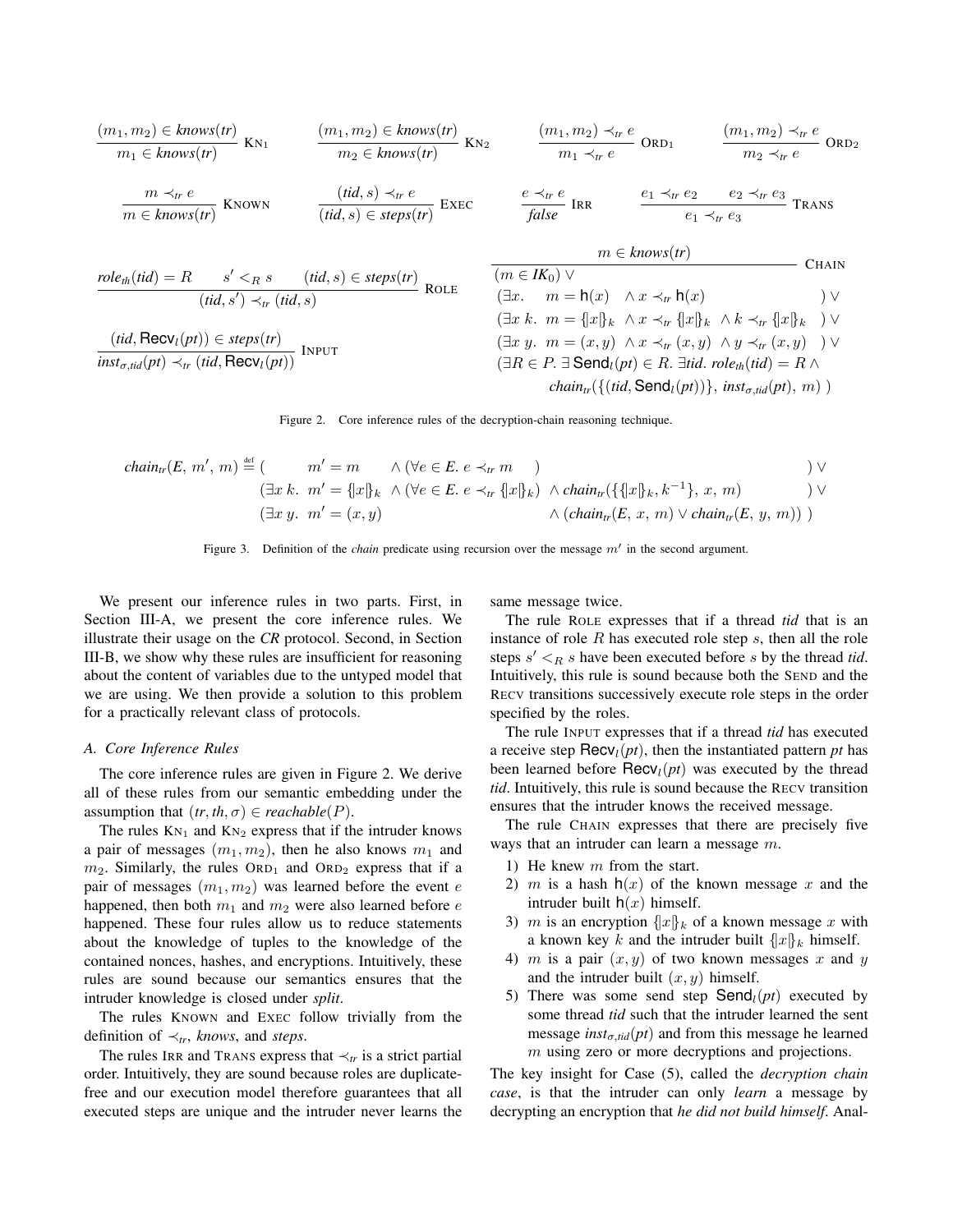$$\frac{(m_1, m_2) \in \mathit{knows}(\mathit{tr})}{m_1 \in \mathit{knows}(\mathit{tr})}\ \textsc{Kn}_1 \qquad \frac{(m_1, m_2) \in \mathit{knows}(\mathit{tr})}{m_2 \in \mathit{knows}(\mathit{tr})}\ \textsc{Kn}_2 \qquad \frac{(m_1, m_2) \prec_{\mathit{tr}} e}{m_1 \prec_{\mathit{tr}} e}\ \textsc{Ord}_1 \qquad \frac{(m_1, m_2) \prec_{\mathit{tr}} e}{m_2 \prec_{\mathit{tr}} e}\ \textsc{Ord}_2$$

$$\frac{m \prec_{\mathit{tr}} e}{m \in \mathit{knows}(\mathit{tr})}\ \textsc{Known} \qquad \frac{(\mathit{tid}, s) \prec_{\mathit{tr}} e}{(\mathit{tid}, s) \in \mathit{steps}(\mathit{tr})}\ \textsc{Exec} \qquad \frac{e \prec_{\mathit{tr}} e}{\mathit{false}}\ \textsc{Irr} \qquad \frac{e_1 \prec_{\mathit{tr}} e_2 \quad e_2 \prec_{\mathit{tr}} e_3}{e_1 \prec_{\mathit{tr}} e_3}\ \textsc{Trans}$$

$$\frac{\mathit{role}_{\mathit{th}}(\mathit{tid}) = R \qquad s' <_R s \qquad (\mathit{tid}, s) \in \mathit{steps}(\mathit{tr})}{(\mathit{tid}, s') \prec_{\mathit{tr}} (\mathit{tid}, s)}\ \textsc{Role}$$

$$\frac{(\mathit{tid}, \mathsf{Recv}_l(\mathit{pt})) \in \mathit{steps}(\mathit{tr})}{\mathit{inst}_{\sigma,\mathit{tid}}(\mathit{pt}) \prec_{\mathit{tr}} (\mathit{tid}, \mathsf{Recv}_l(\mathit{pt}))}\ \textsc{Input}$$

$$\frac{m \in \mathit{knows}(\mathit{tr})}{\begin{array}{ll}(m \in \mathit{IK}_0) \vee & \\ (\exists x.\quad m = \mathsf{h}(x) \quad \wedge\, x \prec_{\mathit{tr}} \mathsf{h}(x) & ) \vee \\ (\exists x\ k.\ \ m = \{\!|x|\!\}_k \ \wedge\, x \prec_{\mathit{tr}} \{\!|x|\!\}_k \ \wedge\, k \prec_{\mathit{tr}} \{\!|x|\!\}_k & ) \vee \\ (\exists x\ y.\ \ m = (x, y) \ \wedge\, x \prec_{\mathit{tr}} (x, y) \ \wedge\, y \prec_{\mathit{tr}} (x, y) & ) \vee \\ (\exists R \in P.\ \exists\, \mathsf{Send}_l(\mathit{pt}) \in R.\ \exists \mathit{tid}.\ \mathit{role}_{\mathit{th}}(\mathit{tid}) = R\ \wedge & \\ \qquad \mathit{chain}_{\mathit{tr}}(\{(\mathit{tid}, \mathsf{Send}_l(\mathit{pt}))\},\ \mathit{inst}_{\sigma,\mathit{tid}}(\mathit{pt}),\ m)\ ) & \end{array}}\ \textsc{Chain}$$

Figure 2. Core inference rules of the decryption-chain reasoning technique.

$$\begin{array}{lll}\mathit{chain}_{\mathit{tr}}(E,\ m',\ m) \stackrel{\text{def}}{=} ( & m' = m \quad \wedge (\forall e \in E.\ e \prec_{\mathit{tr}} m\ ) & ) \vee \\ & (\exists x\ k.\ \ m' = \{\!|x|\!\}_k \ \wedge (\forall e \in E.\ e \prec_{\mathit{tr}} \{\!|x|\!\}_k) \ \wedge \mathit{chain}_{\mathit{tr}}(\{\{\!|x|\!\}_k, k^{-1}\},\ x,\ m) & ) \vee \\ & (\exists x\ y.\ \ m' = (x, y) \qquad\qquad\qquad\qquad \wedge (\mathit{chain}_{\mathit{tr}}(E,\ x,\ m) \vee \mathit{chain}_{\mathit{tr}}(E,\ y,\ m))\ ) & \end{array}$$

Figure 3. Definition of the *chain* predicate using recursion over the message $m'$ in the second argument.

We present our inference rules in two parts. First, in Section III-A, we present the core inference rules. We illustrate their usage on the *CR* protocol. Second, in Section III-B, we show why these rules are insufficient for reasoning about the content of variables due to the untyped model that we are using. We then provide a solution to this problem for a practically relevant class of protocols.

### A. Core Inference Rules

The core inference rules are given in Figure 2. We derive all of these rules from our semantic embedding under the assumption that $(\mathit{tr}, \mathit{th}, \sigma) \in \mathit{reachable}(P)$.

The rules $\textsc{Kn}_1$ and $\textsc{Kn}_2$ express that if the intruder knows a pair of messages $(m_1, m_2)$, then he also knows $m_1$ and $m_2$. Similarly, the rules $\textsc{Ord}_1$ and $\textsc{Ord}_2$ express that if a pair of messages $(m_1, m_2)$ was learned before the event $e$ happened, then both $m_1$ and $m_2$ were also learned before $e$ happened. These four rules allow us to reduce statements about the knowledge of tuples to the knowledge of the contained nonces, hashes, and encryptions. Intuitively, these rules are sound because our semantics ensures that the intruder knowledge is closed under *split*.

The rules Known and Exec follow trivially from the definition of $\prec_{\mathit{tr}}$, *knows*, and *steps*.

The rules Irr and Trans express that $\prec_{\mathit{tr}}$ is a strict partial order. Intuitively, they are sound because roles are duplicate-free and our execution model therefore guarantees that all executed steps are unique and the intruder never learns the same message twice.

The rule Role expresses that if a thread *tid* that is an instance of role $R$ has executed role step $s$, then all the role steps $s' <_R s$ have been executed before $s$ by the thread *tid*. Intuitively, this rule is sound because both the Send and the Recv transitions successively execute role steps in the order specified by the roles.

The rule Input expresses that if a thread *tid* has executed a receive step $\mathsf{Recv}_l(\mathit{pt})$, then the instantiated pattern *pt* has been learned before $\mathsf{Recv}_l(\mathit{pt})$ was executed by the thread *tid*. Intuitively, this rule is sound because the Recv transition ensures that the intruder knows the received message.

The rule Chain expresses that there are precisely five ways that an intruder can learn a message $m$.

1) He knew $m$ from the start.
2) $m$ is a hash $\mathsf{h}(x)$ of the known message $x$ and the intruder built $\mathsf{h}(x)$ himself.
3) $m$ is an encryption $\{\!|x|\!\}_k$ of a known message $x$ with a known key $k$ and the intruder built $\{\!|x|\!\}_k$ himself.
4) $m$ is a pair $(x, y)$ of two known messages $x$ and $y$ and the intruder built $(x, y)$ himself.
5) There was some send step $\mathsf{Send}_l(\mathit{pt})$ executed by some thread *tid* such that the intruder learned the sent message $\mathit{inst}_{\sigma,\mathit{tid}}(\mathit{pt})$ and from this message he learned $m$ using zero or more decryptions and projections.

The key insight for Case (5), called the *decryption chain case*, is that the intruder can only *learn* a message by decrypting an encryption that *he did not build himself*. Anal-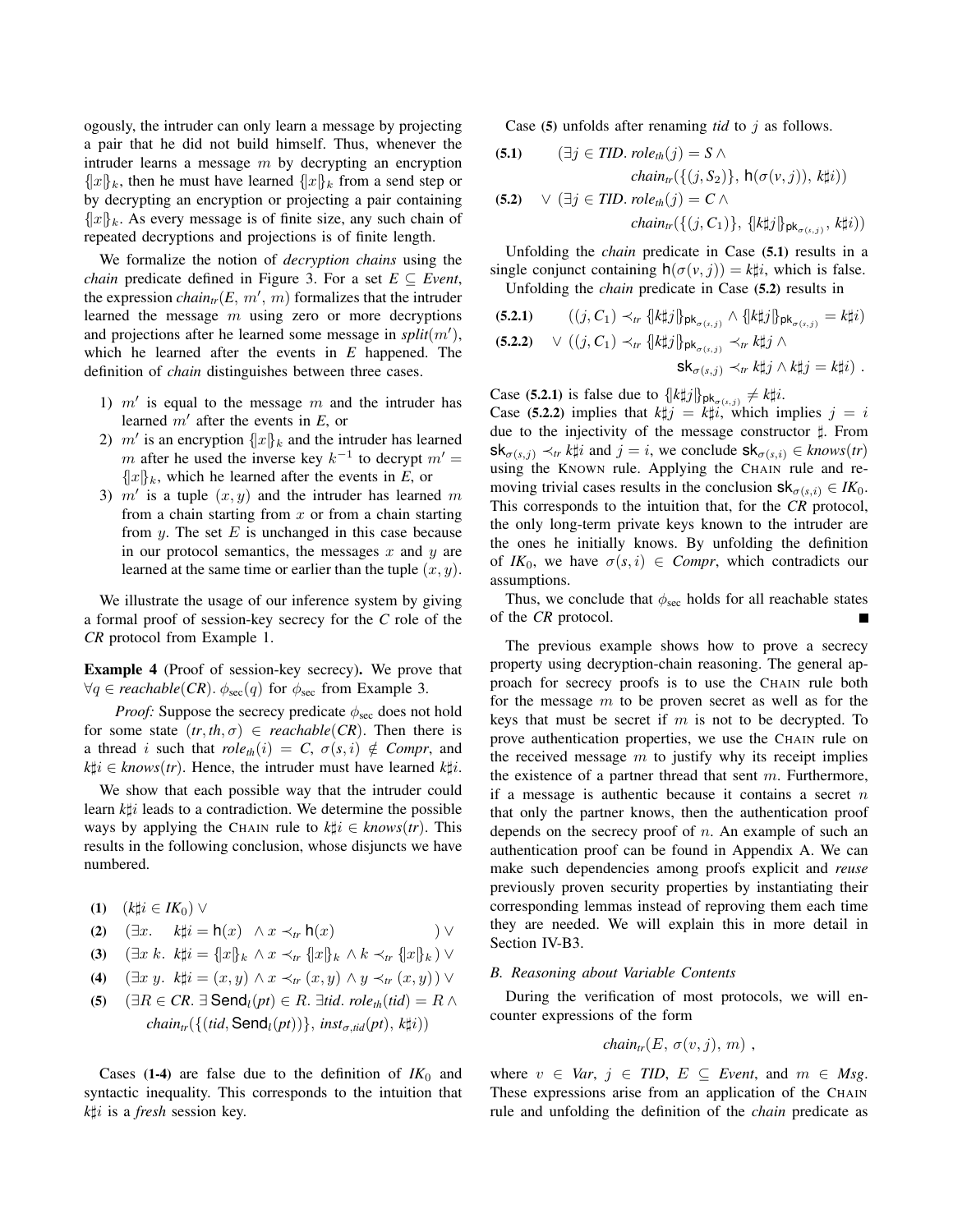ogously, the intruder can only learn a message by projecting a pair that he did not build himself. Thus, whenever the intruder learns a message $m$ by decrypting an encryption $\{|x|\}_k$, then he must have learned $\{|x|\}_k$ from a send step or by decrypting an encryption or projecting a pair containing $\{|x|\}_k$. As every message is of finite size, any such chain of repeated decryptions and projections is of finite length.

We formalize the notion of *decryption chains* using the *chain* predicate defined in Figure 3. For a set $E \subseteq$ *Event*, the expression $chain_{tr}(E, m', m)$ formalizes that the intruder learned the message $m$ using zero or more decryptions and projections after he learned some message in $split(m')$, which he learned after the events in $E$ happened. The definition of *chain* distinguishes between three cases.

1) $m'$ is equal to the message $m$ and the intruder has learned $m'$ after the events in $E$, or
2) $m'$ is an encryption $\{|x|\}_k$ and the intruder has learned $m$ after he used the inverse key $k^{-1}$ to decrypt $m' = \{|x|\}_k$, which he learned after the events in $E$, or
3) $m'$ is a tuple $(x, y)$ and the intruder has learned $m$ from a chain starting from $x$ or from a chain starting from $y$. The set $E$ is unchanged in this case because in our protocol semantics, the messages $x$ and $y$ are learned at the same time or earlier than the tuple $(x, y)$.

We illustrate the usage of our inference system by giving a formal proof of session-key secrecy for the *C* role of the *CR* protocol from Example 1.

**Example 4** (Proof of session-key secrecy)**.** We prove that $\forall q \in reachable(CR).\ \phi_{\text{sec}}(q)$ for $\phi_{\text{sec}}$ from Example 3.

*Proof:* Suppose the secrecy predicate $\phi_{\text{sec}}$ does not hold for some state $(tr, th, \sigma) \in reachable(CR)$. Then there is a thread $i$ such that $role_{th}(i) = C$, $\sigma(s, i) \notin Compr$, and $k\sharp i \in knows(tr)$. Hence, the intruder must have learned $k\sharp i$.

We show that each possible way that the intruder could learn $k\sharp i$ leads to a contradiction. We determine the possible ways by applying the CHAIN rule to $k\sharp i \in knows(tr)$. This results in the following conclusion, whose disjuncts we have numbered.

**(1)** $(k\sharp i \in IK_0)\ \vee$

**(2)** $(\exists x.\quad k\sharp i = \mathsf{h}(x) \ \wedge x \prec_{tr} \mathsf{h}(x) \qquad\qquad)\ \vee$

**(3)** $(\exists x\ k.\ k\sharp i = \{|x|\}_k \wedge x \prec_{tr} \{|x|\}_k \wedge k \prec_{tr} \{|x|\}_k)\ \vee$

**(4)** $(\exists x\ y.\ k\sharp i = (x, y) \wedge x \prec_{tr} (x, y) \wedge y \prec_{tr} (x, y))\ \vee$

**(5)** $(\exists R \in CR.\ \exists\, \mathsf{Send}_l(pt) \in R.\ \exists tid.\ role_{th}(tid) = R\ \wedge$
$\quad chain_{tr}(\{(tid, \mathsf{Send}_l(pt))\}, inst_{\sigma,tid}(pt), k\sharp i))$

Cases **(1-4)** are false due to the definition of $IK_0$ and syntactic inequality. This corresponds to the intuition that $k\sharp i$ is a *fresh* session key.

Case **(5)** unfolds after renaming *tid* to $j$ as follows.

**(5.1)** $\quad (\exists j \in TID.\ role_{th}(j) = S\ \wedge$
$\qquad chain_{tr}(\{(j, S_2)\}, \mathsf{h}(\sigma(v, j)), k\sharp i))$

**(5.2)** $\quad \vee\ (\exists j \in TID.\ role_{th}(j) = C\ \wedge$
$\qquad chain_{tr}(\{(j, C_1)\}, \{|k\sharp j|\}_{\mathsf{pk}_{\sigma(s,j)}}, k\sharp i))$

Unfolding the *chain* predicate in Case **(5.1)** results in a single conjunct containing $\mathsf{h}(\sigma(v, j)) = k\sharp i$, which is false.

Unfolding the *chain* predicate in Case **(5.2)** results in

**(5.2.1)** $\quad ((j, C_1) \prec_{tr} \{|k\sharp j|\}_{\mathsf{pk}_{\sigma(s,j)}} \wedge \{|k\sharp j|\}_{\mathsf{pk}_{\sigma(s,j)}} = k\sharp i)$

**(5.2.2)** $\quad \vee\ ((j, C_1) \prec_{tr} \{|k\sharp j|\}_{\mathsf{pk}_{\sigma(s,j)}} \prec_{tr} k\sharp j\ \wedge$
$\qquad \mathsf{sk}_{\sigma(s,j)} \prec_{tr} k\sharp j \wedge k\sharp j = k\sharp i)$ .

Case **(5.2.1)** is false due to $\{|k\sharp j|\}_{\mathsf{pk}_{\sigma(s,j)}} \neq k\sharp i$.
Case **(5.2.2)** implies that $k\sharp j = k\sharp i$, which implies $j = i$ due to the injectivity of the message constructor $\sharp$. From $\mathsf{sk}_{\sigma(s,j)} \prec_{tr} k\sharp i$ and $j = i$, we conclude $\mathsf{sk}_{\sigma(s,i)} \in knows(tr)$ using the KNOWN rule. Applying the CHAIN rule and removing trivial cases results in the conclusion $\mathsf{sk}_{\sigma(s,i)} \in IK_0$. This corresponds to the intuition that, for the *CR* protocol, the only long-term private keys known to the intruder are the ones he initially knows. By unfolding the definition of $IK_0$, we have $\sigma(s, i) \in Compr$, which contradicts our assumptions.

Thus, we conclude that $\phi_{\text{sec}}$ holds for all reachable states of the *CR* protocol. ∎

The previous example shows how to prove a secrecy property using decryption-chain reasoning. The general approach for secrecy proofs is to use the CHAIN rule both for the message $m$ to be proven secret as well as for the keys that must be secret if $m$ is not to be decrypted. To prove authentication properties, we use the CHAIN rule on the received message $m$ to justify why its receipt implies the existence of a partner thread that sent $m$. Furthermore, if a message is authentic because it contains a secret $n$ that only the partner knows, then the authentication proof depends on the secrecy proof of $n$. An example of such an authentication proof can be found in Appendix A. We can make such dependencies among proofs explicit and *reuse* previously proven security properties by instantiating their corresponding lemmas instead of reproving them each time they are needed. We will explain this in more detail in Section IV-B3.

### B. Reasoning about Variable Contents

During the verification of most protocols, we will encounter expressions of the form

$$chain_{tr}(E, \sigma(v, j), m)\ ,$$

where $v \in Var$, $j \in TID$, $E \subseteq Event$, and $m \in Msg$. These expressions arise from an application of the CHAIN rule and unfolding the definition of the *chain* predicate as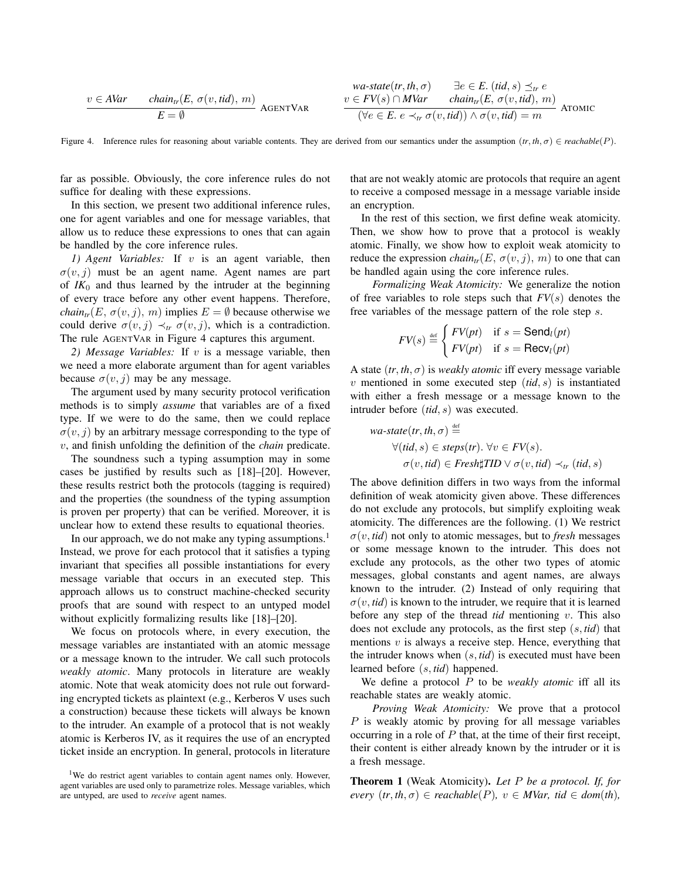$$\frac{v \in AVar \qquad chain_{tr}(E,\ \sigma(v, tid),\ m)}{E = \emptyset}\ \textsc{AgentVar} \qquad\qquad \frac{\begin{array}{cc} wa\text{-}state(tr, th, \sigma) & \exists e \in E.\ (tid, s) \preceq_{tr} e \\ v \in FV(s) \cap MVar & chain_{tr}(E,\ \sigma(v, tid),\ m) \end{array}}{(\forall e \in E.\ e \prec_{tr} \sigma(v, tid)) \wedge \sigma(v, tid) = m}\ \textsc{Atomic}$$

Figure 4. Inference rules for reasoning about variable contents. They are derived from our semantics under the assumption $(tr, th, \sigma) \in reachable(P)$.

far as possible. Obviously, the core inference rules do not suffice for dealing with these expressions.

In this section, we present two additional inference rules, one for agent variables and one for message variables, that allow us to reduce these expressions to ones that can again be handled by the core inference rules.

*1) Agent Variables:* If $v$ is an agent variable, then $\sigma(v, j)$ must be an agent name. Agent names are part of $IK_0$ and thus learned by the intruder at the beginning of every trace before any other event happens. Therefore, $chain_{tr}(E,\ \sigma(v, j),\ m)$ implies $E = \emptyset$ because otherwise we could derive $\sigma(v, j) \prec_{tr} \sigma(v, j)$, which is a contradiction. The rule AgentVar in Figure 4 captures this argument.

*2) Message Variables:* If $v$ is a message variable, then we need a more elaborate argument than for agent variables because $\sigma(v, j)$ may be any message.

The argument used by many security protocol verification methods is to simply *assume* that variables are of a fixed type. If we were to do the same, then we could replace $\sigma(v, j)$ by an arbitrary message corresponding to the type of $v$, and finish unfolding the definition of the *chain* predicate.

The soundness such a typing assumption may in some cases be justified by results such as [18]–[20]. However, these results restrict both the protocols (tagging is required) and the properties (the soundness of the typing assumption is proven per property) that can be verified. Moreover, it is unclear how to extend these results to equational theories.

In our approach, we do not make any typing assumptions.[1] Instead, we prove for each protocol that it satisfies a typing invariant that specifies all possible instantiations for every message variable that occurs in an executed step. This approach allows us to construct machine-checked security proofs that are sound with respect to an untyped model without explicitly formalizing results like [18]–[20].

We focus on protocols where, in every execution, the message variables are instantiated with an atomic message or a message known to the intruder. We call such protocols *weakly atomic*. Many protocols in literature are weakly atomic. Note that weak atomicity does not rule out forwarding encrypted tickets as plaintext (e.g., Kerberos V uses such a construction) because these tickets will always be known to the intruder. An example of a protocol that is not weakly atomic is Kerberos IV, as it requires the use of an encrypted ticket inside an encryption. In general, protocols in literature that are not weakly atomic are protocols that require an agent to receive a composed message in a message variable inside an encryption.

[1] We do restrict agent variables to contain agent names only. However, agent variables are used only to parametrize roles. Message variables, which are untyped, are used to *receive* agent names.

In the rest of this section, we first define weak atomicity. Then, we show how to prove that a protocol is weakly atomic. Finally, we show how to exploit weak atomicity to reduce the expression $chain_{tr}(E,\ \sigma(v, j),\ m)$ to one that can be handled again using the core inference rules.

*Formalizing Weak Atomicity:* We generalize the notion of free variables to role steps such that $FV(s)$ denotes the free variables of the message pattern of the role step $s$.

$$FV(s) \stackrel{\text{def}}{=} \begin{cases} FV(pt) & \text{if } s = \mathsf{Send}_l(pt) \\ FV(pt) & \text{if } s = \mathsf{Recv}_l(pt) \end{cases}$$

A state $(tr, th, \sigma)$ is *weakly atomic* iff every message variable $v$ mentioned in some executed step $(tid, s)$ is instantiated with either a fresh message or a message known to the intruder before $(tid, s)$ was executed.

$$\begin{aligned} & wa\text{-}state(tr, th, \sigma) \stackrel{\text{def}}{=} \\ & \qquad \forall (tid, s) \in steps(tr).\ \forall v \in FV(s). \\ & \qquad\quad \sigma(v, tid) \in Fresh\sharp TID \vee \sigma(v, tid) \prec_{tr} (tid, s) \end{aligned}$$

The above definition differs in two ways from the informal definition of weak atomicity given above. These differences do not exclude any protocols, but simplify exploiting weak atomicity. The differences are the following. (1) We restrict $\sigma(v, tid)$ not only to atomic messages, but to *fresh* messages or some message known to the intruder. This does not exclude any protocols, as the other two types of atomic messages, global constants and agent names, are always known to the intruder. (2) Instead of only requiring that $\sigma(v, tid)$ is known to the intruder, we require that it is learned before any step of the thread $tid$ mentioning $v$. This also does not exclude any protocols, as the first step $(s, tid)$ that mentions $v$ is always a receive step. Hence, everything that the intruder knows when $(s, tid)$ is executed must have been learned before $(s, tid)$ happened.

We define a protocol $P$ to be *weakly atomic* iff all its reachable states are weakly atomic.

*Proving Weak Atomicity:* We prove that a protocol $P$ is weakly atomic by proving for all message variables occurring in a role of $P$ that, at the time of their first receipt, their content is either already known by the intruder or it is a fresh message.

**Theorem 1** (Weak Atomicity). *Let $P$ be a protocol. If, for every $(tr, th, \sigma) \in reachable(P)$, $v \in MVar$, $tid \in dom(th)$,*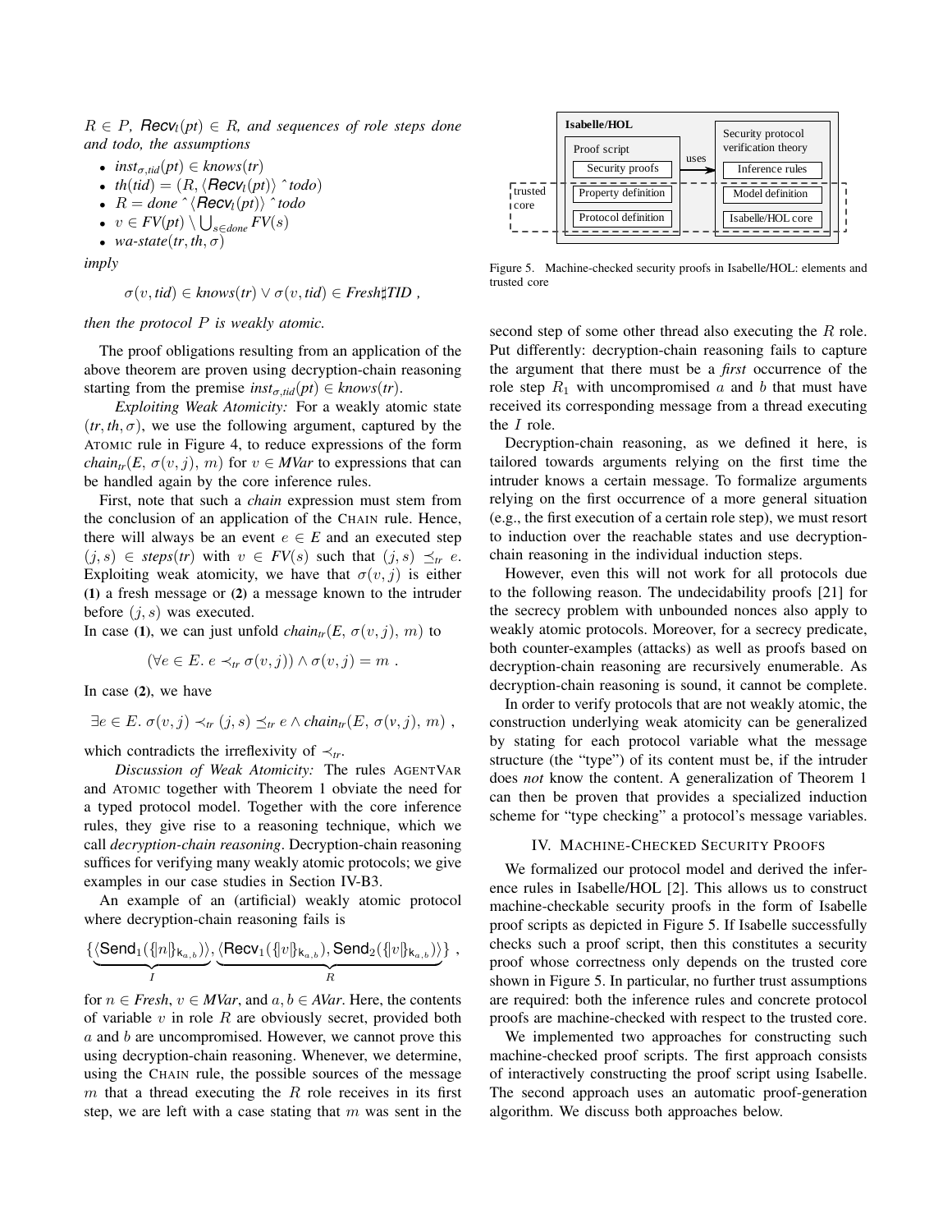$R \in P$, $\mathsf{Recv}_l(pt) \in R$, *and sequences of role steps done and todo, the assumptions*

- $inst_{\sigma,tid}(pt) \in knows(tr)$
- $th(tid) = (R, \langle \mathsf{Recv}_l(pt)\rangle \,\hat{}\, todo)$
- $R = done \,\hat{}\, \langle \mathsf{Recv}_l(pt)\rangle \,\hat{}\, todo$
- $v \in FV(pt) \setminus \bigcup_{s \in done} FV(s)$
- $wa\text{-}state(tr, th, \sigma)$

*imply*

$$\sigma(v, tid) \in knows(tr) \lor \sigma(v, tid) \in Fresh\sharp TID \;,$$

*then the protocol $P$ is weakly atomic.*

The proof obligations resulting from an application of the above theorem are proven using decryption-chain reasoning starting from the premise $inst_{\sigma,tid}(pt) \in knows(tr)$.

*Exploiting Weak Atomicity:* For a weakly atomic state $(tr, th, \sigma)$, we use the following argument, captured by the ATOMIC rule in Figure 4, to reduce expressions of the form $chain_{tr}(E,\, \sigma(v, j),\, m)$ for $v \in MVar$ to expressions that can be handled again by the core inference rules.

First, note that such a *chain* expression must stem from the conclusion of an application of the CHAIN rule. Hence, there will always be an event $e \in E$ and an executed step $(j, s) \in steps(tr)$ with $v \in FV(s)$ such that $(j, s) \preceq_{tr} e$. Exploiting weak atomicity, we have that $\sigma(v, j)$ is either **(1)** a fresh message or **(2)** a message known to the intruder before $(j, s)$ was executed.
In case **(1)**, we can just unfold $chain_{tr}(E,\, \sigma(v, j),\, m)$ to

$$(\forall e \in E.\; e \prec_{tr} \sigma(v, j)) \land \sigma(v, j) = m \;.$$

In case **(2)**, we have

$$\exists e \in E.\; \sigma(v, j) \prec_{tr} (j, s) \preceq_{tr} e \land chain_{tr}(E,\, \sigma(v, j),\, m) \;,$$

which contradicts the irreflexivity of $\prec_{tr}$.

*Discussion of Weak Atomicity:* The rules AGENTVAR and ATOMIC together with Theorem 1 obviate the need for a typed protocol model. Together with the core inference rules, they give rise to a reasoning technique, which we call *decryption-chain reasoning*. Decryption-chain reasoning suffices for verifying many weakly atomic protocols; we give examples in our case studies in Section IV-B3.

An example of an (artificial) weakly atomic protocol where decryption-chain reasoning fails is

$$\{\underbrace{\langle \mathsf{Send}_1(\{\!|n|\!\}_{\mathsf{k}_{a,b}})\rangle}_{I}, \underbrace{\langle \mathsf{Recv}_1(\{\!|v|\!\}_{\mathsf{k}_{a,b}}), \mathsf{Send}_2(\{\!|v|\!\}_{\mathsf{k}_{a,b}})\rangle}_{R}\} \;,$$

for $n \in Fresh$, $v \in MVar$, and $a, b \in AVar$. Here, the contents of variable $v$ in role $R$ are obviously secret, provided both $a$ and $b$ are uncompromised. However, we cannot prove this using decryption-chain reasoning. Whenever, we determine, using the CHAIN rule, the possible sources of the message $m$ that a thread executing the $R$ role receives in its first step, we are left with a case stating that $m$ was sent in the second step of some other thread also executing the $R$ role. Put differently: decryption-chain reasoning fails to capture the argument that there must be a *first* occurrence of the role step $R_1$ with uncompromised $a$ and $b$ that must have received its corresponding message from a thread executing the $I$ role.

Decryption-chain reasoning, as we defined it here, is tailored towards arguments relying on the first time the intruder knows a certain message. To formalize arguments relying on the first occurrence of a more general situation (e.g., the first execution of a certain role step), we must resort to induction over the reachable states and use decryption-chain reasoning in the individual induction steps.

However, even this will not work for all protocols due to the following reason. The undecidability proofs [21] for the secrecy problem with unbounded nonces also apply to weakly atomic protocols. Moreover, for a secrecy predicate, both counter-examples (attacks) as well as proofs based on decryption-chain reasoning are recursively enumerable. As decryption-chain reasoning is sound, it cannot be complete.

In order to verify protocols that are not weakly atomic, the construction underlying weak atomicity can be generalized by stating for each protocol variable what the message structure (the "type") of its content must be, if the intruder does *not* know the content. A generalization of Theorem 1 can then be proven that provides a specialized induction scheme for "type checking" a protocol's message variables.

## IV. Machine-Checked Security Proofs

Figure 5. Machine-checked security proofs in Isabelle/HOL: elements and trusted core

We formalized our protocol model and derived the inference rules in Isabelle/HOL [2]. This allows us to construct machine-checkable security proofs in the form of Isabelle proof scripts as depicted in Figure 5. If Isabelle successfully checks such a proof script, then this constitutes a security proof whose correctness only depends on the trusted core shown in Figure 5. In particular, no further trust assumptions are required: both the inference rules and concrete protocol proofs are machine-checked with respect to the trusted core.

We implemented two approaches for constructing such machine-checked proof scripts. The first approach consists of interactively constructing the proof script using Isabelle. The second approach uses an automatic proof-generation algorithm. We discuss both approaches below.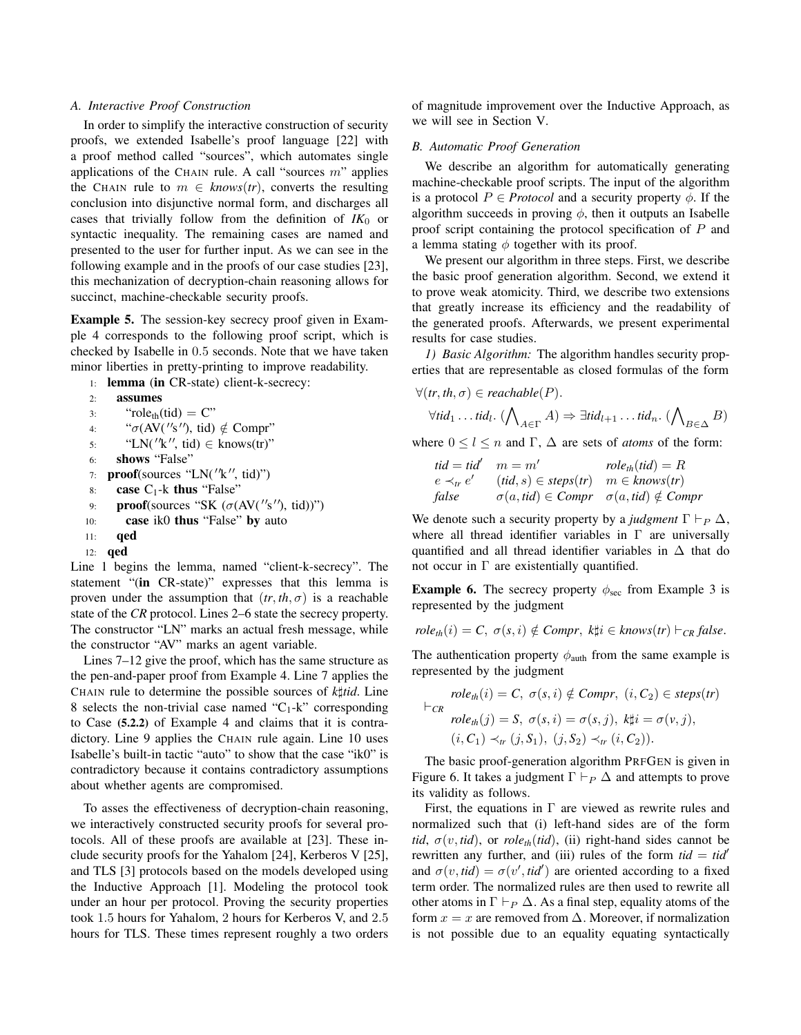### A. Interactive Proof Construction

In order to simplify the interactive construction of security proofs, we extended Isabelle's proof language [22] with a proof method called "sources", which automates single applications of the CHAIN rule. A call "sources $m$" applies the CHAIN rule to $m \in knows(tr)$, converts the resulting conclusion into disjunctive normal form, and discharges all cases that trivially follow from the definition of $IK_0$ or syntactic inequality. The remaining cases are named and presented to the user for further input. As we can see in the following example and in the proofs of our case studies [23], this mechanization of decryption-chain reasoning allows for succinct, machine-checkable security proofs.

**Example 5.** The session-key secrecy proof given in Example 4 corresponds to the following proof script, which is checked by Isabelle in 0.5 seconds. Note that we have taken minor liberties in pretty-printing to improve readability.

```
1:  lemma (in CR-state) client-k-secrecy:
2:    assumes
3:      "role_th(tid) = C"
4:      "σ(AV(''s''), tid) ∉ Compr"
5:      "LN(''k'', tid) ∈ knows(tr)"
6:    shows "False"
7:  proof(sources "LN(''k'', tid)")
8:    case C1-k thus "False"
9:    proof(sources "SK (σ(AV(''s''), tid))")
10:     case ik0 thus "False" by auto
11:   qed
12: qed
```

Line 1 begins the lemma, named "client-k-secrecy". The statement "(**in** CR-state)" expresses that this lemma is proven under the assumption that $(tr, th, \sigma)$ is a reachable state of the *CR* protocol. Lines 2–6 state the secrecy property. The constructor "LN" marks an actual fresh message, while the constructor "AV" marks an agent variable.

Lines 7–12 give the proof, which has the same structure as the pen-and-paper proof from Example 4. Line 7 applies the CHAIN rule to determine the possible sources of $k\sharp tid$. Line 8 selects the non-trivial case named "$C_1$-k" corresponding to Case (5.2.2) of Example 4 and claims that it is contradictory. Line 9 applies the CHAIN rule again. Line 10 uses Isabelle's built-in tactic "auto" to show that the case "ik0" is contradictory because it contains contradictory assumptions about whether agents are compromised.

To asses the effectiveness of decryption-chain reasoning, we interactively constructed security proofs for several protocols. All of these proofs are available at [23]. These include security proofs for the Yahalom [24], Kerberos V [25], and TLS [3] protocols based on the models developed using the Inductive Approach [1]. Modeling the protocol took under an hour per protocol. Proving the security properties took 1.5 hours for Yahalom, 2 hours for Kerberos V, and 2.5 hours for TLS. These times represent roughly a two orders of magnitude improvement over the Inductive Approach, as we will see in Section V.

### B. Automatic Proof Generation

We describe an algorithm for automatically generating machine-checkable proof scripts. The input of the algorithm is a protocol $P \in Protocol$ and a security property $\phi$. If the algorithm succeeds in proving $\phi$, then it outputs an Isabelle proof script containing the protocol specification of $P$ and a lemma stating $\phi$ together with its proof.

We present our algorithm in three steps. First, we describe the basic proof generation algorithm. Second, we extend it to prove weak atomicity. Third, we describe two extensions that greatly increase its efficiency and the readability of the generated proofs. Afterwards, we present experimental results for case studies.

*1) Basic Algorithm:* The algorithm handles security properties that are representable as closed formulas of the form

$$\forall (tr, th, \sigma) \in reachable(P).$$
$$\forall tid_1 \dots tid_l.\ (\bigwedge_{A \in \Gamma} A) \Rightarrow \exists tid_{l+1} \dots tid_n.\ (\bigwedge_{B \in \Delta} B)$$

where $0 \leq l \leq n$ and $\Gamma$, $\Delta$ are sets of *atoms* of the form:

$$\begin{array}{lll} tid = tid' & m = m' & role_{th}(tid) = R \\ e \prec_{tr} e' & (tid, s) \in steps(tr) & m \in knows(tr) \\ false & \sigma(a, tid) \in Compr & \sigma(a, tid) \notin Compr \end{array}$$

We denote such a security property by a *judgment* $\Gamma \vdash_P \Delta$, where all thread identifier variables in $\Gamma$ are universally quantified and all thread identifier variables in $\Delta$ that do not occur in $\Gamma$ are existentially quantified.

**Example 6.** The secrecy property $\phi_{\text{sec}}$ from Example 3 is represented by the judgment

$$role_{th}(i) = C,\ \sigma(s, i) \notin Compr,\ k\sharp i \in knows(tr) \vdash_{CR} false.$$

The authentication property $\phi_{\text{auth}}$ from the same example is represented by the judgment

$$\begin{array}{l} \quad role_{th}(i) = C,\ \sigma(s, i) \notin Compr,\ (i, C_2) \in steps(tr) \\ \vdash_{CR} \\ \quad role_{th}(j) = S,\ \sigma(s, i) = \sigma(s, j),\ k\sharp i = \sigma(v, j), \\ \quad (i, C_1) \prec_{tr} (j, S_1),\ (j, S_2) \prec_{tr} (i, C_2)). \end{array}$$

The basic proof-generation algorithm PRFGEN is given in Figure 6. It takes a judgment $\Gamma \vdash_P \Delta$ and attempts to prove its validity as follows.

First, the equations in $\Gamma$ are viewed as rewrite rules and normalized such that (i) left-hand sides are of the form $tid$, $\sigma(v, tid)$, or $role_{th}(tid)$, (ii) right-hand sides cannot be rewritten any further, and (iii) rules of the form $tid = tid'$ and $\sigma(v, tid) = \sigma(v', tid')$ are oriented according to a fixed term order. The normalized rules are then used to rewrite all other atoms in $\Gamma \vdash_P \Delta$. As a final step, equality atoms of the form $x = x$ are removed from $\Delta$. Moreover, if normalization is not possible due to an equality equating syntactically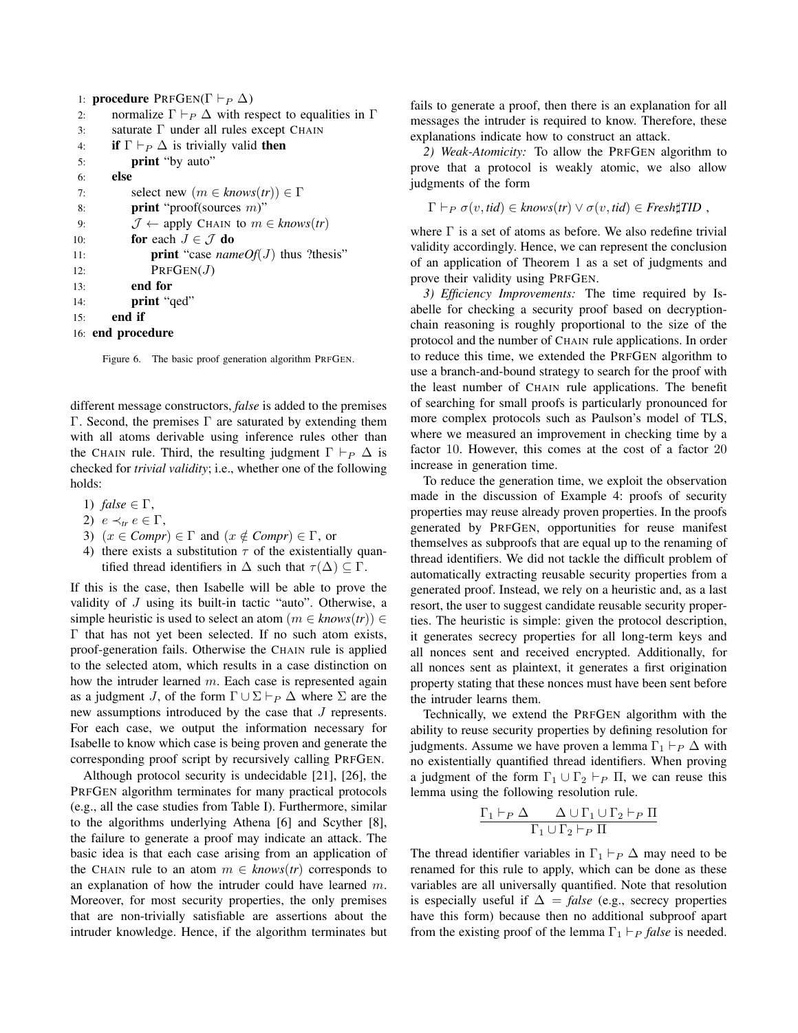```
1:  procedure PRFGEN(Γ ⊢_P Δ)
2:      normalize Γ ⊢_P Δ with respect to equalities in Γ
3:      saturate Γ under all rules except CHAIN
4:      if Γ ⊢_P Δ is trivially valid then
5:          print "by auto"
6:      else
7:          select new (m ∈ knows(tr)) ∈ Γ
8:          print "proof(sources m)"
9:          J ← apply CHAIN to m ∈ knows(tr)
10:         for each J ∈ J do
11:             print "case nameOf(J) thus ?thesis"
12:             PRFGEN(J)
13:         end for
14:         print "qed"
15:     end if
16: end procedure
```

Figure 6. The basic proof generation algorithm PRFGEN.

different message constructors, *false* is added to the premises $\Gamma$. Second, the premises $\Gamma$ are saturated by extending them with all atoms derivable using inference rules other than the CHAIN rule. Third, the resulting judgment $\Gamma \vdash_P \Delta$ is checked for *trivial validity*; i.e., whether one of the following holds:

1) $\mathit{false} \in \Gamma$,
2) $e \prec_{tr} e \in \Gamma$,
3) $(x \in \mathit{Compr}) \in \Gamma$ and $(x \notin \mathit{Compr}) \in \Gamma$, or
4) there exists a substitution $\tau$ of the existentially quantified thread identifiers in $\Delta$ such that $\tau(\Delta) \subseteq \Gamma$.

If this is the case, then Isabelle will be able to prove the validity of $J$ using its built-in tactic "auto". Otherwise, a simple heuristic is used to select an atom $(m \in \mathit{knows}(tr)) \in \Gamma$ that has not yet been selected. If no such atom exists, proof-generation fails. Otherwise the CHAIN rule is applied to the selected atom, which results in a case distinction on how the intruder learned $m$. Each case is represented again as a judgment $J$, of the form $\Gamma \cup \Sigma \vdash_P \Delta$ where $\Sigma$ are the new assumptions introduced by the case that $J$ represents. For each case, we output the information necessary for Isabelle to know which case is being proven and generate the corresponding proof script by recursively calling PRFGEN.

Although protocol security is undecidable [21], [26], the PRFGEN algorithm terminates for many practical protocols (e.g., all the case studies from Table I). Furthermore, similar to the algorithms underlying Athena [6] and Scyther [8], the failure to generate a proof may indicate an attack. The basic idea is that each case arising from an application of the CHAIN rule to an atom $m \in \mathit{knows}(tr)$ corresponds to an explanation of how the intruder could have learned $m$. Moreover, for most security properties, the only premises that are non-trivially satisfiable are assertions about the intruder knowledge. Hence, if the algorithm terminates but fails to generate a proof, then there is an explanation for all messages the intruder is required to know. Therefore, these explanations indicate how to construct an attack.

*2) Weak-Atomicity:* To allow the PRFGEN algorithm to prove that a protocol is weakly atomic, we also allow judgments of the form

$$\Gamma \vdash_P \sigma(v, tid) \in \mathit{knows}(tr) \vee \sigma(v, tid) \in \mathit{Fresh}\sharp\mathit{TID} \ ,$$

where $\Gamma$ is a set of atoms as before. We also redefine trivial validity accordingly. Hence, we can represent the conclusion of an application of Theorem 1 as a set of judgments and prove their validity using PRFGEN.

*3) Efficiency Improvements:* The time required by Isabelle for checking a security proof based on decryption-chain reasoning is roughly proportional to the size of the protocol and the number of CHAIN rule applications. In order to reduce this time, we extended the PRFGEN algorithm to use a branch-and-bound strategy to search for the proof with the least number of CHAIN rule applications. The benefit of searching for small proofs is particularly pronounced for more complex protocols such as Paulson's model of TLS, where we measured an improvement in checking time by a factor 10. However, this comes at the cost of a factor 20 increase in generation time.

To reduce the generation time, we exploit the observation made in the discussion of Example 4: proofs of security properties may reuse already proven properties. In the proofs generated by PRFGEN, opportunities for reuse manifest themselves as subproofs that are equal up to the renaming of thread identifiers. We did not tackle the difficult problem of automatically extracting reusable security properties from a generated proof. Instead, we rely on a heuristic and, as a last resort, the user to suggest candidate reusable security properties. The heuristic is simple: given the protocol description, it generates secrecy properties for all long-term keys and all nonces sent and received encrypted. Additionally, for all nonces sent as plaintext, it generates a first origination property stating that these nonces must have been sent before the intruder learns them.

Technically, we extend the PRFGEN algorithm with the ability to reuse security properties by defining resolution for judgments. Assume we have proven a lemma $\Gamma_1 \vdash_P \Delta$ with no existentially quantified thread identifiers. When proving a judgment of the form $\Gamma_1 \cup \Gamma_2 \vdash_P \Pi$, we can reuse this lemma using the following resolution rule.

$$\frac{\Gamma_1 \vdash_P \Delta \qquad \Delta \cup \Gamma_1 \cup \Gamma_2 \vdash_P \Pi}{\Gamma_1 \cup \Gamma_2 \vdash_P \Pi}$$

The thread identifier variables in $\Gamma_1 \vdash_P \Delta$ may need to be renamed for this rule to apply, which can be done as these variables are all universally quantified. Note that resolution is especially useful if $\Delta = \mathit{false}$ (e.g., secrecy properties have this form) because then no additional subproof apart from the existing proof of the lemma $\Gamma_1 \vdash_P \mathit{false}$ is needed.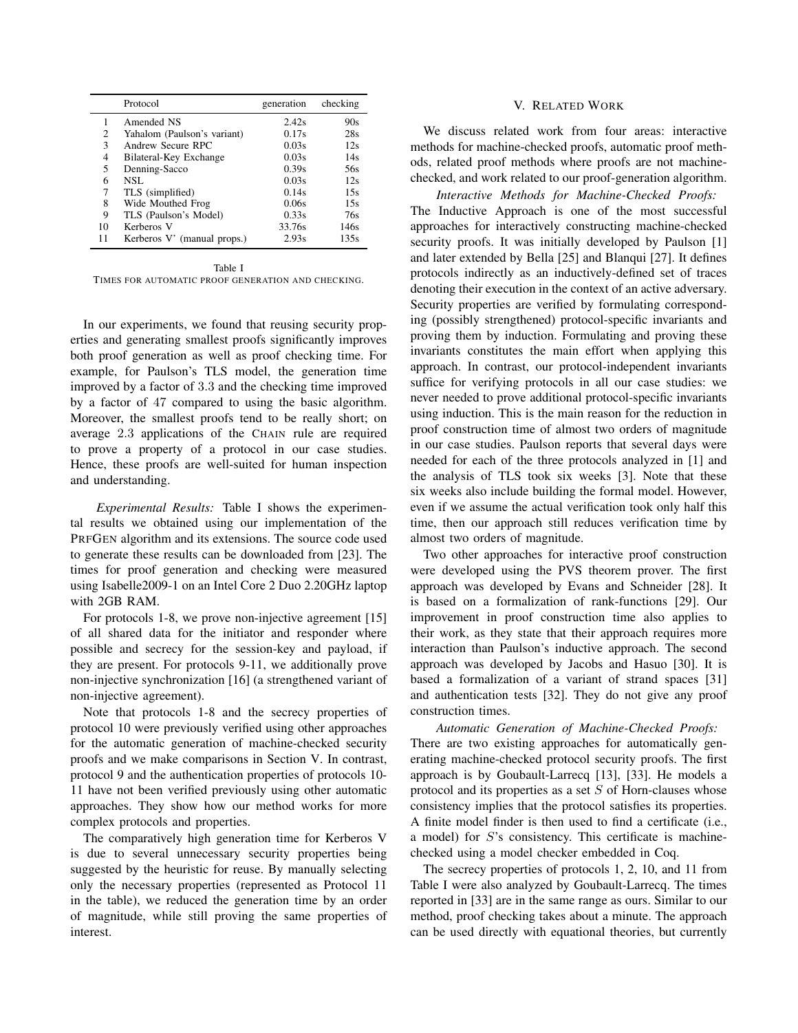|  | Protocol | generation | checking |
|---|---|---|---|
| 1 | Amended NS | 2.42s | 90s |
| 2 | Yahalom (Paulson's variant) | 0.17s | 28s |
| 3 | Andrew Secure RPC | 0.03s | 12s |
| 4 | Bilateral-Key Exchange | 0.03s | 14s |
| 5 | Denning-Sacco | 0.39s | 56s |
| 6 | NSL | 0.03s | 12s |
| 7 | TLS (simplified) | 0.14s | 15s |
| 8 | Wide Mouthed Frog | 0.06s | 15s |
| 9 | TLS (Paulson's Model) | 0.33s | 76s |
| 10 | Kerberos V | 33.76s | 146s |
| 11 | Kerberos V' (manual props.) | 2.93s | 135s |

Table I
TIMES FOR AUTOMATIC PROOF GENERATION AND CHECKING.

In our experiments, we found that reusing security properties and generating smallest proofs significantly improves both proof generation as well as proof checking time. For example, for Paulson's TLS model, the generation time improved by a factor of 3.3 and the checking time improved by a factor of 47 compared to using the basic algorithm. Moreover, the smallest proofs tend to be really short; on average 2.3 applications of the CHAIN rule are required to prove a property of a protocol in our case studies. Hence, these proofs are well-suited for human inspection and understanding.

*Experimental Results:* Table I shows the experimental results we obtained using our implementation of the PRFGEN algorithm and its extensions. The source code used to generate these results can be downloaded from [23]. The times for proof generation and checking were measured using Isabelle2009-1 on an Intel Core 2 Duo 2.20GHz laptop with 2GB RAM.

For protocols 1-8, we prove non-injective agreement [15] of all shared data for the initiator and responder where possible and secrecy for the session-key and payload, if they are present. For protocols 9-11, we additionally prove non-injective synchronization [16] (a strengthened variant of non-injective agreement).

Note that protocols 1-8 and the secrecy properties of protocol 10 were previously verified using other approaches for the automatic generation of machine-checked security proofs and we make comparisons in Section V. In contrast, protocol 9 and the authentication properties of protocols 10-11 have not been verified previously using other automatic approaches. They show how our method works for more complex protocols and properties.

The comparatively high generation time for Kerberos V is due to several unnecessary security properties being suggested by the heuristic for reuse. By manually selecting only the necessary properties (represented as Protocol 11 in the table), we reduced the generation time by an order of magnitude, while still proving the same properties of interest.

## V. RELATED WORK

We discuss related work from four areas: interactive methods for machine-checked proofs, automatic proof methods, related proof methods where proofs are not machine-checked, and work related to our proof-generation algorithm.

*Interactive Methods for Machine-Checked Proofs:* The Inductive Approach is one of the most successful approaches for interactively constructing machine-checked security proofs. It was initially developed by Paulson [1] and later extended by Bella [25] and Blanqui [27]. It defines protocols indirectly as an inductively-defined set of traces denoting their execution in the context of an active adversary. Security properties are verified by formulating corresponding (possibly strengthened) protocol-specific invariants and proving them by induction. Formulating and proving these invariants constitutes the main effort when applying this approach. In contrast, our protocol-independent invariants suffice for verifying protocols in all our case studies: we never needed to prove additional protocol-specific invariants using induction. This is the main reason for the reduction in proof construction time of almost two orders of magnitude in our case studies. Paulson reports that several days were needed for each of the three protocols analyzed in [1] and the analysis of TLS took six weeks [3]. Note that these six weeks also include building the formal model. However, even if we assume the actual verification took only half this time, then our approach still reduces verification time by almost two orders of magnitude.

Two other approaches for interactive proof construction were developed using the PVS theorem prover. The first approach was developed by Evans and Schneider [28]. It is based on a formalization of rank-functions [29]. Our improvement in proof construction time also applies to their work, as they state that their approach requires more interaction than Paulson's inductive approach. The second approach was developed by Jacobs and Hasuo [30]. It is based a formalization of a variant of strand spaces [31] and authentication tests [32]. They do not give any proof construction times.

*Automatic Generation of Machine-Checked Proofs:* There are two existing approaches for automatically generating machine-checked protocol security proofs. The first approach is by Goubault-Larrecq [13], [33]. He models a protocol and its properties as a set $S$ of Horn-clauses whose consistency implies that the protocol satisfies its properties. A finite model finder is then used to find a certificate (i.e., a model) for $S$'s consistency. This certificate is machine-checked using a model checker embedded in Coq.

The secrecy properties of protocols 1, 2, 10, and 11 from Table I were also analyzed by Goubault-Larrecq. The times reported in [33] are in the same range as ours. Similar to our method, proof checking takes about a minute. The approach can be used directly with equational theories, but currently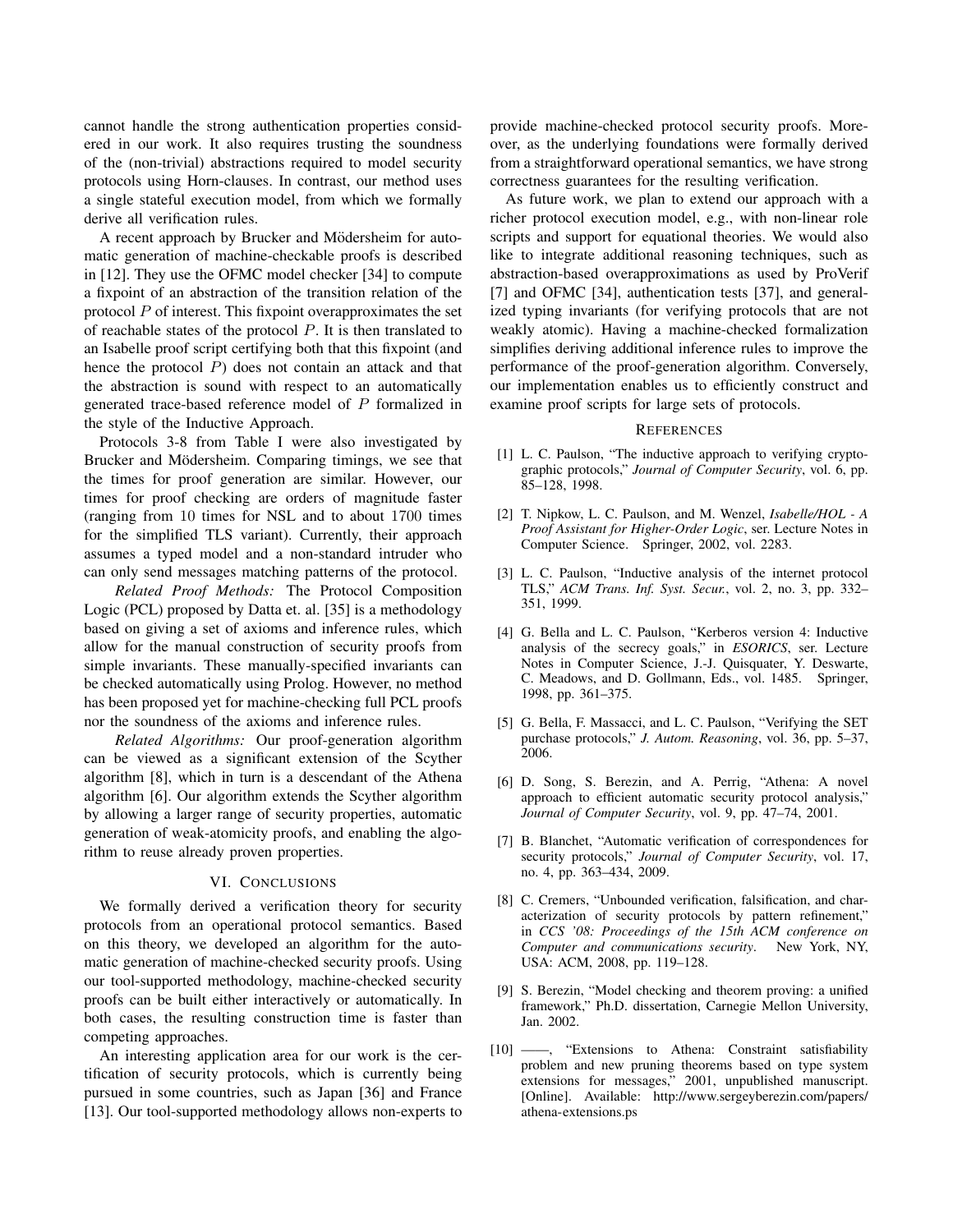cannot handle the strong authentication properties considered in our work. It also requires trusting the soundness of the (non-trivial) abstractions required to model security protocols using Horn-clauses. In contrast, our method uses a single stateful execution model, from which we formally derive all verification rules.

A recent approach by Brucker and Mödersheim for automatic generation of machine-checkable proofs is described in [12]. They use the OFMC model checker [34] to compute a fixpoint of an abstraction of the transition relation of the protocol $P$ of interest. This fixpoint overapproximates the set of reachable states of the protocol $P$. It is then translated to an Isabelle proof script certifying both that this fixpoint (and hence the protocol $P$) does not contain an attack and that the abstraction is sound with respect to an automatically generated trace-based reference model of $P$ formalized in the style of the Inductive Approach.

Protocols 3-8 from Table I were also investigated by Brucker and Mödersheim. Comparing timings, we see that the times for proof generation are similar. However, our times for proof checking are orders of magnitude faster (ranging from 10 times for NSL and to about 1700 times for the simplified TLS variant). Currently, their approach assumes a typed model and a non-standard intruder who can only send messages matching patterns of the protocol.

*Related Proof Methods:* The Protocol Composition Logic (PCL) proposed by Datta et. al. [35] is a methodology based on giving a set of axioms and inference rules, which allow for the manual construction of security proofs from simple invariants. These manually-specified invariants can be checked automatically using Prolog. However, no method has been proposed yet for machine-checking full PCL proofs nor the soundness of the axioms and inference rules.

*Related Algorithms:* Our proof-generation algorithm can be viewed as a significant extension of the Scyther algorithm [8], which in turn is a descendant of the Athena algorithm [6]. Our algorithm extends the Scyther algorithm by allowing a larger range of security properties, automatic generation of weak-atomicity proofs, and enabling the algorithm to reuse already proven properties.

## VI. Conclusions

We formally derived a verification theory for security protocols from an operational protocol semantics. Based on this theory, we developed an algorithm for the automatic generation of machine-checked security proofs. Using our tool-supported methodology, machine-checked security proofs can be built either interactively or automatically. In both cases, the resulting construction time is faster than competing approaches.

An interesting application area for our work is the certification of security protocols, which is currently being pursued in some countries, such as Japan [36] and France [13]. Our tool-supported methodology allows non-experts to provide machine-checked protocol security proofs. Moreover, as the underlying foundations were formally derived from a straightforward operational semantics, we have strong correctness guarantees for the resulting verification.

As future work, we plan to extend our approach with a richer protocol execution model, e.g., with non-linear role scripts and support for equational theories. We would also like to integrate additional reasoning techniques, such as abstraction-based overapproximations as used by ProVerif [7] and OFMC [34], authentication tests [37], and generalized typing invariants (for verifying protocols that are not weakly atomic). Having a machine-checked formalization simplifies deriving additional inference rules to improve the performance of the proof-generation algorithm. Conversely, our implementation enables us to efficiently construct and examine proof scripts for large sets of protocols.

## References

[1] L. C. Paulson, "The inductive approach to verifying cryptographic protocols," *Journal of Computer Security*, vol. 6, pp. 85–128, 1998.

[2] T. Nipkow, L. C. Paulson, and M. Wenzel, *Isabelle/HOL - A Proof Assistant for Higher-Order Logic*, ser. Lecture Notes in Computer Science. Springer, 2002, vol. 2283.

[3] L. C. Paulson, "Inductive analysis of the internet protocol TLS," *ACM Trans. Inf. Syst. Secur.*, vol. 2, no. 3, pp. 332–351, 1999.

[4] G. Bella and L. C. Paulson, "Kerberos version 4: Inductive analysis of the secrecy goals," in *ESORICS*, ser. Lecture Notes in Computer Science, J.-J. Quisquater, Y. Deswarte, C. Meadows, and D. Gollmann, Eds., vol. 1485. Springer, 1998, pp. 361–375.

[5] G. Bella, F. Massacci, and L. C. Paulson, "Verifying the SET purchase protocols," *J. Autom. Reasoning*, vol. 36, pp. 5–37, 2006.

[6] D. Song, S. Berezin, and A. Perrig, "Athena: A novel approach to efficient automatic security protocol analysis," *Journal of Computer Security*, vol. 9, pp. 47–74, 2001.

[7] B. Blanchet, "Automatic verification of correspondences for security protocols," *Journal of Computer Security*, vol. 17, no. 4, pp. 363–434, 2009.

[8] C. Cremers, "Unbounded verification, falsification, and characterization of security protocols by pattern refinement," in *CCS '08: Proceedings of the 15th ACM conference on Computer and communications security*. New York, NY, USA: ACM, 2008, pp. 119–128.

[9] S. Berezin, "Model checking and theorem proving: a unified framework," Ph.D. dissertation, Carnegie Mellon University, Jan. 2002.

[10] ——, "Extensions to Athena: Constraint satisfiability problem and new pruning theorems based on type system extensions for messages," 2001, unpublished manuscript. [Online]. Available: http://www.sergeyberezin.com/papers/athena-extensions.ps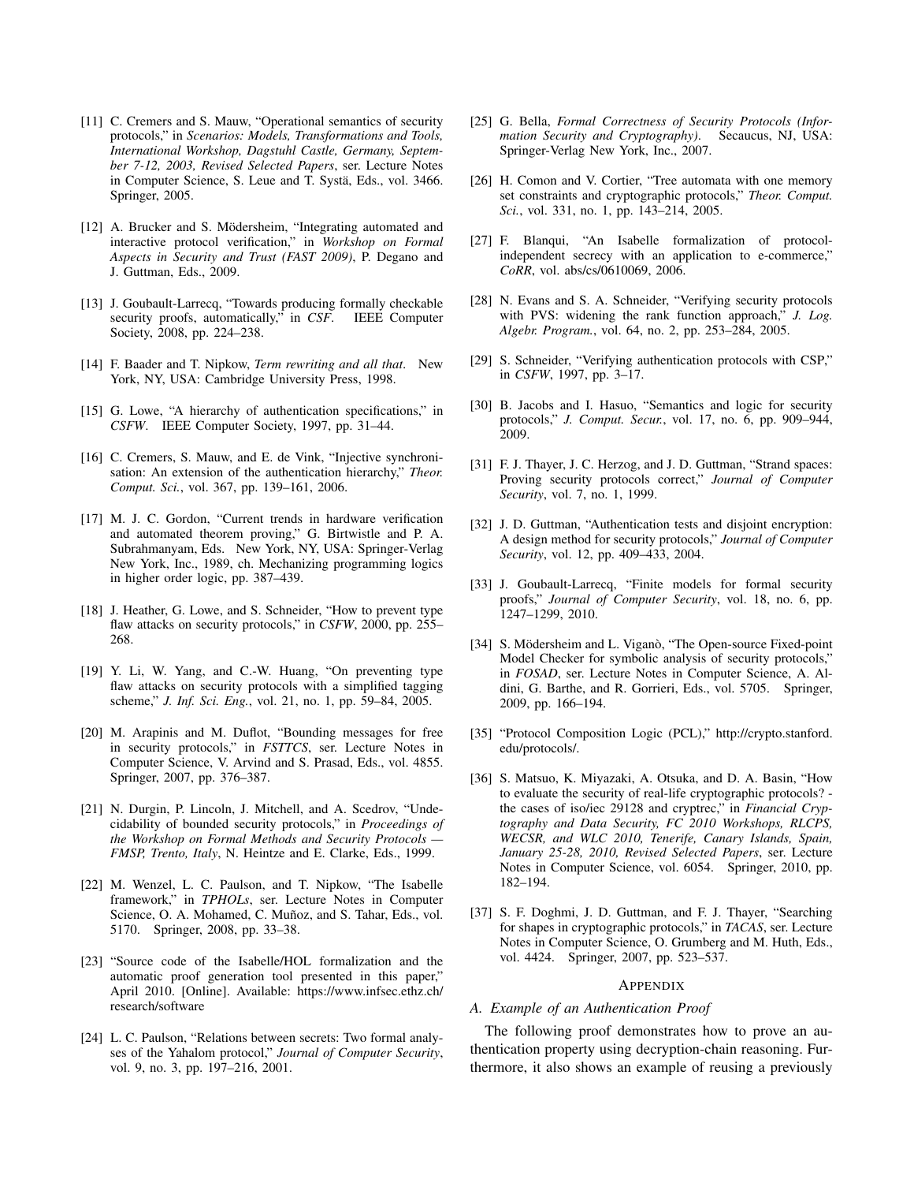[11] C. Cremers and S. Mauw, "Operational semantics of security protocols," in *Scenarios: Models, Transformations and Tools, International Workshop, Dagstuhl Castle, Germany, September 7-12, 2003, Revised Selected Papers*, ser. Lecture Notes in Computer Science, S. Leue and T. Systä, Eds., vol. 3466. Springer, 2005.

[12] A. Brucker and S. Mödersheim, "Integrating automated and interactive protocol verification," in *Workshop on Formal Aspects in Security and Trust (FAST 2009)*, P. Degano and J. Guttman, Eds., 2009.

[13] J. Goubault-Larrecq, "Towards producing formally checkable security proofs, automatically," in *CSF*. IEEE Computer Society, 2008, pp. 224–238.

[14] F. Baader and T. Nipkow, *Term rewriting and all that*. New York, NY, USA: Cambridge University Press, 1998.

[15] G. Lowe, "A hierarchy of authentication specifications," in *CSFW*. IEEE Computer Society, 1997, pp. 31–44.

[16] C. Cremers, S. Mauw, and E. de Vink, "Injective synchronisation: An extension of the authentication hierarchy," *Theor. Comput. Sci.*, vol. 367, pp. 139–161, 2006.

[17] M. J. C. Gordon, "Current trends in hardware verification and automated theorem proving," G. Birtwistle and P. A. Subrahmanyam, Eds. New York, NY, USA: Springer-Verlag New York, Inc., 1989, ch. Mechanizing programming logics in higher order logic, pp. 387–439.

[18] J. Heather, G. Lowe, and S. Schneider, "How to prevent type flaw attacks on security protocols," in *CSFW*, 2000, pp. 255–268.

[19] Y. Li, W. Yang, and C.-W. Huang, "On preventing type flaw attacks on security protocols with a simplified tagging scheme," *J. Inf. Sci. Eng.*, vol. 21, no. 1, pp. 59–84, 2005.

[20] M. Arapinis and M. Duflot, "Bounding messages for free in security protocols," in *FSTTCS*, ser. Lecture Notes in Computer Science, V. Arvind and S. Prasad, Eds., vol. 4855. Springer, 2007, pp. 376–387.

[21] N. Durgin, P. Lincoln, J. Mitchell, and A. Scedrov, "Undecidability of bounded security protocols," in *Proceedings of the Workshop on Formal Methods and Security Protocols — FMSP, Trento, Italy*, N. Heintze and E. Clarke, Eds., 1999.

[22] M. Wenzel, L. C. Paulson, and T. Nipkow, "The Isabelle framework," in *TPHOLs*, ser. Lecture Notes in Computer Science, O. A. Mohamed, C. Muñoz, and S. Tahar, Eds., vol. 5170. Springer, 2008, pp. 33–38.

[23] "Source code of the Isabelle/HOL formalization and the automatic proof generation tool presented in this paper," April 2010. [Online]. Available: https://www.infsec.ethz.ch/research/software

[24] L. C. Paulson, "Relations between secrets: Two formal analyses of the Yahalom protocol," *Journal of Computer Security*, vol. 9, no. 3, pp. 197–216, 2001.

[25] G. Bella, *Formal Correctness of Security Protocols (Information Security and Cryptography)*. Secaucus, NJ, USA: Springer-Verlag New York, Inc., 2007.

[26] H. Comon and V. Cortier, "Tree automata with one memory set constraints and cryptographic protocols," *Theor. Comput. Sci.*, vol. 331, no. 1, pp. 143–214, 2005.

[27] F. Blanqui, "An Isabelle formalization of protocol-independent secrecy with an application to e-commerce," *CoRR*, vol. abs/cs/0610069, 2006.

[28] N. Evans and S. A. Schneider, "Verifying security protocols with PVS: widening the rank function approach," *J. Log. Algebr. Program.*, vol. 64, no. 2, pp. 253–284, 2005.

[29] S. Schneider, "Verifying authentication protocols with CSP," in *CSFW*, 1997, pp. 3–17.

[30] B. Jacobs and I. Hasuo, "Semantics and logic for security protocols," *J. Comput. Secur.*, vol. 17, no. 6, pp. 909–944, 2009.

[31] F. J. Thayer, J. C. Herzog, and J. D. Guttman, "Strand spaces: Proving security protocols correct," *Journal of Computer Security*, vol. 7, no. 1, 1999.

[32] J. D. Guttman, "Authentication tests and disjoint encryption: A design method for security protocols," *Journal of Computer Security*, vol. 12, pp. 409–433, 2004.

[33] J. Goubault-Larrecq, "Finite models for formal security proofs," *Journal of Computer Security*, vol. 18, no. 6, pp. 1247–1299, 2010.

[34] S. Mödersheim and L. Viganò, "The Open-source Fixed-point Model Checker for symbolic analysis of security protocols," in *FOSAD*, ser. Lecture Notes in Computer Science, A. Aldini, G. Barthe, and R. Gorrieri, Eds., vol. 5705. Springer, 2009, pp. 166–194.

[35] "Protocol Composition Logic (PCL)," http://crypto.stanford.edu/protocols/.

[36] S. Matsuo, K. Miyazaki, A. Otsuka, and D. A. Basin, "How to evaluate the security of real-life cryptographic protocols? - the cases of iso/iec 29128 and cryptrec," in *Financial Cryptography and Data Security, FC 2010 Workshops, RLCPS, WECSR, and WLC 2010, Tenerife, Canary Islands, Spain, January 25-28, 2010, Revised Selected Papers*, ser. Lecture Notes in Computer Science, vol. 6054. Springer, 2010, pp. 182–194.

[37] S. F. Doghmi, J. D. Guttman, and F. J. Thayer, "Searching for shapes in cryptographic protocols," in *TACAS*, ser. Lecture Notes in Computer Science, O. Grumberg and M. Huth, Eds., vol. 4424. Springer, 2007, pp. 523–537.

## Appendix

### A. Example of an Authentication Proof

The following proof demonstrates how to prove an authentication property using decryption-chain reasoning. Furthermore, it also shows an example of reusing a previously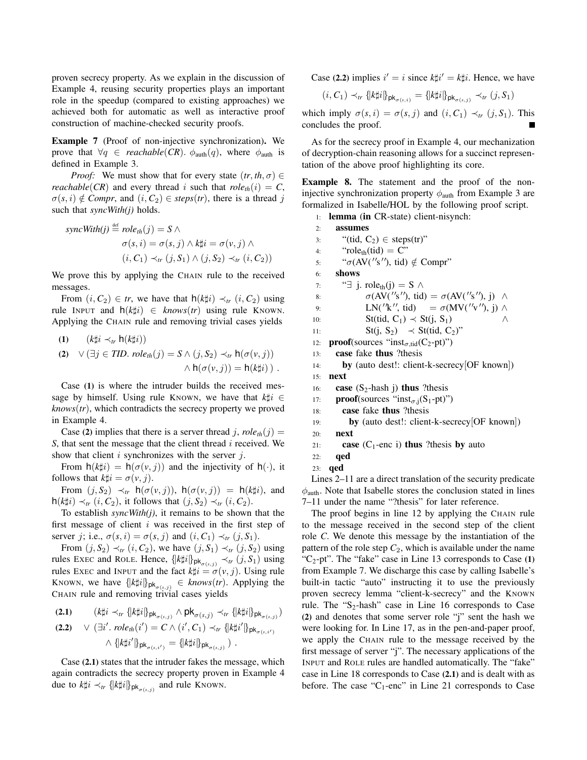proven secrecy property. As we explain in the discussion of Example 4, reusing security properties plays an important role in the speedup (compared to existing approaches) we achieved both for automatic as well as interactive proof construction of machine-checked security proofs.

**Example 7** **(Proof of non-injective synchronization).** We prove that $\forall q \in \mathit{reachable}(CR).\ \phi_{\mathrm{auth}}(q)$, where $\phi_{\mathrm{auth}}$ is defined in Example 3.

*Proof:* We must show that for every state $(tr, th, \sigma) \in \mathit{reachable}(CR)$ and every thread $i$ such that $\mathit{role}_{th}(i) = C$, $\sigma(s, i) \notin \mathit{Compr}$, and $(i, C_2) \in \mathit{steps}(tr)$, there is a thread $j$ such that *syncWith(j)* holds.

$$\begin{aligned}\mathit{syncWith(j)} \stackrel{\text{def}}{=} \mathit{role}_{th}(j) = S \wedge \\ \sigma(s,i) = \sigma(s,j) \wedge k\sharp i = \sigma(v,j) \wedge \\ (i, C_1) \prec_{tr} (j, S_1) \wedge (j, S_2) \prec_{tr} (i, C_2))\end{aligned}$$

We prove this by applying the CHAIN rule to the received messages.

From $(i, C_2) \in tr$, we have that $\mathsf{h}(k\sharp i) \prec_{tr} (i, C_2)$ using rule INPUT and $\mathsf{h}(k\sharp i) \in \mathit{knows}(tr)$ using rule KNOWN. Applying the CHAIN rule and removing trivial cases yields

$$\begin{aligned}&\textbf{(1)} \quad (k\sharp i \prec_{tr} \mathsf{h}(k\sharp i)) \\ &\textbf{(2)} \quad \vee (\exists j \in \mathit{TID}.\ \mathit{role}_{th}(j) = S \wedge (j, S_2) \prec_{tr} \mathsf{h}(\sigma(v, j)) \\ &\qquad\qquad \wedge \mathsf{h}(\sigma(v,j)) = \mathsf{h}(k\sharp i))\ .\end{aligned}$$

Case **(1)** is where the intruder builds the received message by himself. Using rule KNOWN, we have that $k\sharp i \in \mathit{knows}(tr)$, which contradicts the secrecy property we proved in Example 4.

Case **(2)** implies that there is a server thread $j$, $\mathit{role}_{th}(j) = S$, that sent the message that the client thread $i$ received. We show that client $i$ synchronizes with the server $j$.

From $\mathsf{h}(k\sharp i) = \mathsf{h}(\sigma(v, j))$ and the injectivity of $\mathsf{h}(\cdot)$, it follows that $k\sharp i = \sigma(v, j)$.

From $(j, S_2) \prec_{tr} \mathsf{h}(\sigma(v, j))$, $\mathsf{h}(\sigma(v, j)) = \mathsf{h}(k\sharp i)$, and $\mathsf{h}(k\sharp i) \prec_{tr} (i, C_2)$, it follows that $(j, S_2) \prec_{tr} (i, C_2)$.

To establish *syncWith(j)*, it remains to be shown that the first message of client $i$ was received in the first step of server $j$; i.e., $\sigma(s, i) = \sigma(s, j)$ and $(i, C_1) \prec_{tr} (j, S_1)$.

From $(j, S_2) \prec_{tr} (i, C_2)$, we have $(j, S_1) \prec_{tr} (j, S_2)$ using rules EXEC and ROLE. Hence, $\{\!|k\sharp i|\!\}_{\mathsf{pk}_{\sigma(s,j)}} \prec_{tr} (j, S_1)$ using rules EXEC and INPUT and the fact $k\sharp i = \sigma(v, j)$. Using rule KNOWN, we have $\{\!|k\sharp i|\!\}_{\mathsf{pk}_{\sigma(s,j)}} \in \mathit{knows}(tr)$. Applying the CHAIN rule and removing trivial cases yields

$$\begin{aligned}&\textbf{(2.1)} \quad (k\sharp i \prec_{tr} \{\!|k\sharp i|\!\}_{\mathsf{pk}_{\sigma(s,j)}} \wedge \mathsf{pk}_{\sigma(s,j)} \prec_{tr} \{\!|k\sharp i|\!\}_{\mathsf{pk}_{\sigma(s,j)}}) \\ &\textbf{(2.2)} \quad \vee (\exists i'.\ \mathit{role}_{th}(i') = C \wedge (i', C_1) \prec_{tr} \{\!|k\sharp i'|\!\}_{\mathsf{pk}_{\sigma(s,i')}} \\ &\qquad\qquad \wedge \{\!|k\sharp i'|\!\}_{\mathsf{pk}_{\sigma(s,i')}} = \{\!|k\sharp i|\!\}_{\mathsf{pk}_{\sigma(s,j)}})\ .\end{aligned}$$

Case **(2.1)** states that the intruder fakes the message, which again contradicts the secrecy property proven in Example 4 due to $k\sharp i \prec_{tr} \{\!|k\sharp i|\!\}_{\mathsf{pk}_{\sigma(s,j)}}$ and rule KNOWN.

Case **(2.2)** implies $i' = i$ since $k\sharp i' = k\sharp i$. Hence, we have

$$(i, C_1) \prec_{tr} \{\!|k\sharp i|\!\}_{\mathsf{pk}_{\sigma(s,i)}} = \{\!|k\sharp i|\!\}_{\mathsf{pk}_{\sigma(s,j)}} \prec_{tr} (j, S_1)$$

which imply $\sigma(s, i) = \sigma(s, j)$ and $(i, C_1) \prec_{tr} (j, S_1)$. This concludes the proof. ■

As for the secrecy proof in Example 4, our mechanization of decryption-chain reasoning allows for a succinct representation of the above proof highlighting its core.

**Example 8.** The statement and the proof of the non-injective synchronization property $\phi_{\mathrm{auth}}$ from Example 3 are formalized in Isabelle/HOL by the following proof script.

```
1:  lemma (in CR-state) client-nisynch:
2:    assumes
3:      "(tid, C2) ∈ steps(tr)"
4:      "role_th(tid) = C"
5:      "σ(AV(''s''), tid) ∉ Compr"
6:    shows
7:      "∃ j. role_th(j) = S ∧
8:            σ(AV(''s''), tid) = σ(AV(''s''), j)  ∧
9:            LN(''k'', tid)    = σ(MV(''v''), j) ∧
10:           St(tid, C1) ≺ St(j, S1)              ∧
11:           St(j, S2)   ≺ St(tid, C2)"
12: proof(sources "inst_σ,tid(C2-pt)")
13:   case fake thus ?thesis
14:     by (auto dest!: client-k-secrecy[OF known])
15: next
16:   case (S2-hash j) thus ?thesis
17:   proof(sources "inst_σ,j(S1-pt)")
18:     case fake thus ?thesis
19:       by (auto dest!: client-k-secrecy[OF known])
20:   next
21:     case (C1-enc i) thus ?thesis by auto
22:   qed
23: qed
```

Lines 2–11 are a direct translation of the security predicate $\phi_{\mathrm{auth}}$. Note that Isabelle stores the conclusion stated in lines 7–11 under the name "?thesis" for later reference.

The proof begins in line 12 by applying the CHAIN rule to the message received in the second step of the client role $C$. We denote this message by the instantiation of the pattern of the role step $C_2$, which is available under the name "$C_2$-pt". The "fake" case in Line 13 corresponds to Case **(1)** from Example 7. We discharge this case by calling Isabelle's built-in tactic "auto" instructing it to use the previously proven secrecy lemma "client-k-secrecy" and the KNOWN rule. The "$S_2$-hash" case in Line 16 corresponds to Case **(2)** and denotes that some server role "j" sent the hash we were looking for. In Line 17, as in the pen-and-paper proof, we apply the CHAIN rule to the message received by the first message of server "j". The necessary applications of the INPUT and ROLE rules are handled automatically. The "fake" case in Line 18 corresponds to Case **(2.1)** and is dealt with as before. The case "$C_1$-enc" in Line 21 corresponds to Case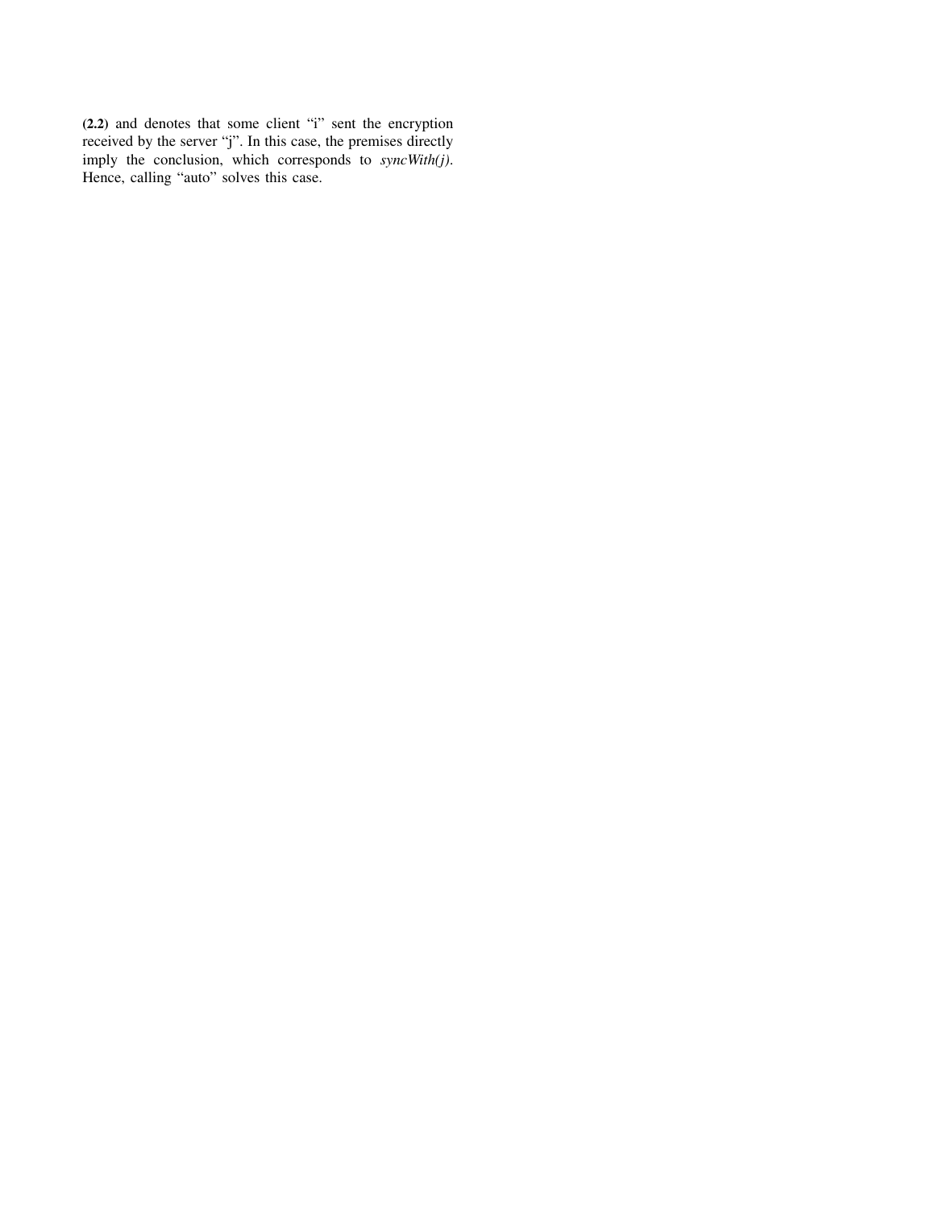**(2.2)** and denotes that some client "i" sent the encryption received by the server "j". In this case, the premises directly imply the conclusion, which corresponds to *syncWith(j)*. Hence, calling "auto" solves this case.